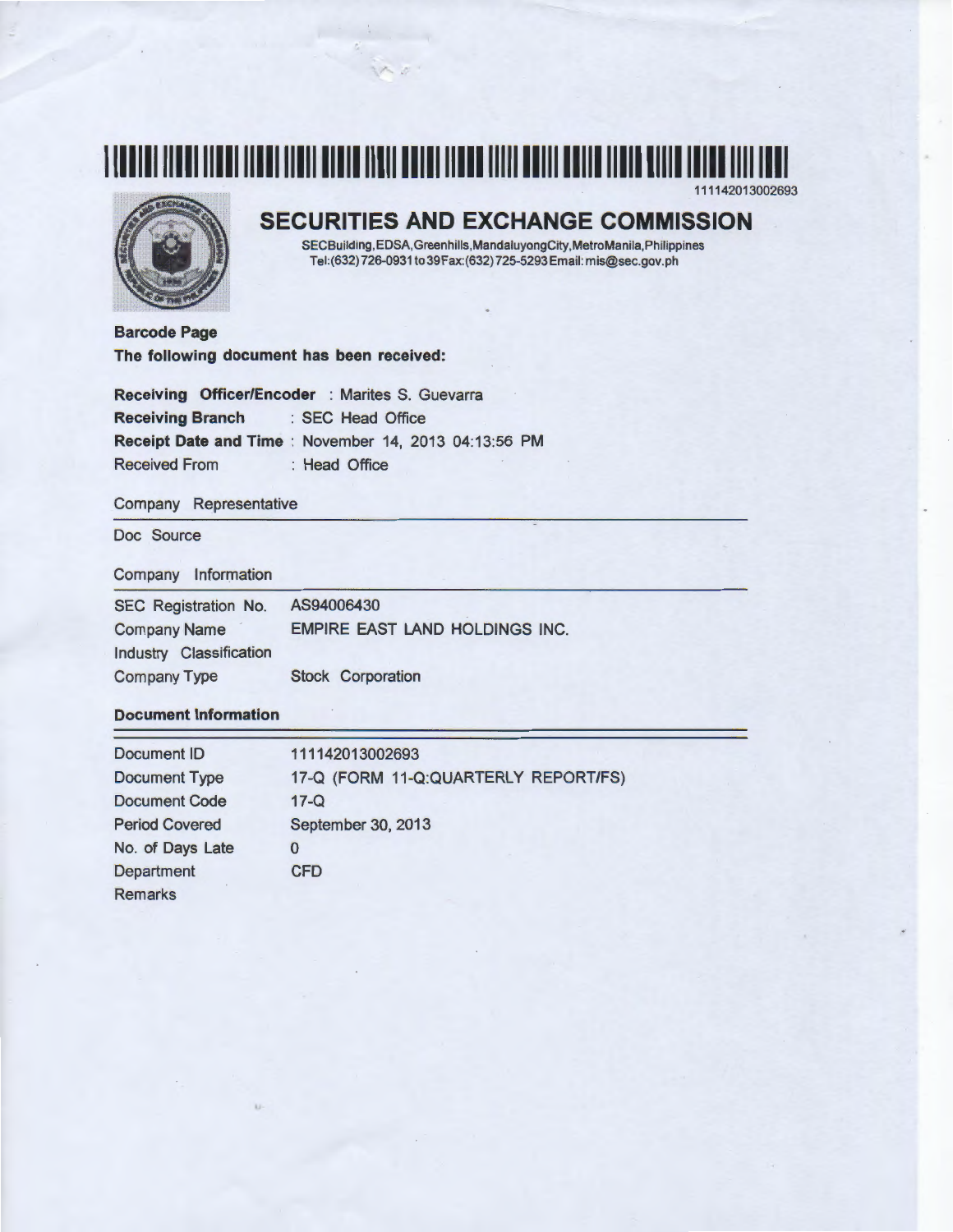111142013002693

# SECURITIES AND EXCHANGE COMMISSION

SECBuilding,EDSA,Greenhills,MandaluyongCity,MetroManila,Philippines
Tel:(632)726-0931to39Fax:(632)725-5293Email: mis@sec.gov.ph

**Barcode Page**

**The following document has been received:**

**Receiving Officer/Encoder** : Marites S. Guevarra
**Receiving Branch** : SEC Head Office
**Receipt Date and Time** : November 14, 2013 04:13:56 PM
Received From : Head Office

Company Representative

Doc Source

Company Information

| | |
|---|---|
| SEC Registration No. | AS94006430 |
| Company Name | EMPIRE EAST LAND HOLDINGS INC. |
| Industry Classification | |
| Company Type | Stock Corporation |

**Document Information**

| | |
|---|---|
| Document ID | 111142013002693 |
| Document Type | 17-Q (FORM 11-Q:QUARTERLY REPORT/FS) |
| Document Code | 17-Q |
| Period Covered | September 30, 2013 |
| No. of Days Late | 0 |
| Department | CFD |
| Remarks | |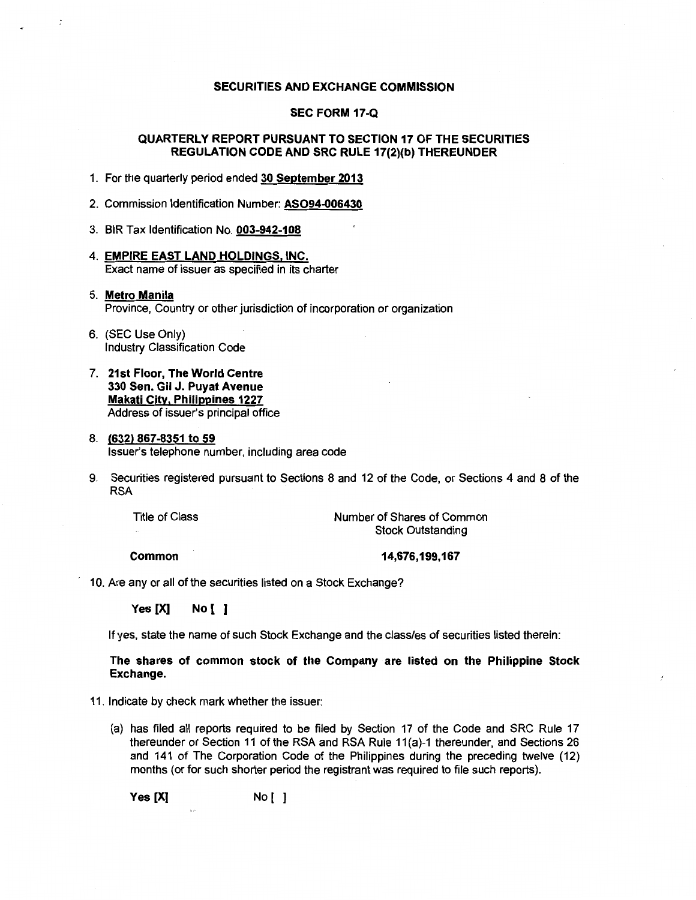**SECURITIES AND EXCHANGE COMMISSION**

**SEC FORM 17-Q**

**QUARTERLY REPORT PURSUANT TO SECTION 17 OF THE SECURITIES REGULATION CODE AND SRC RULE 17(2)(b) THEREUNDER**

1. For the quarterly period ended **30 September 2013**

2. Commission Identification Number: **ASO94-006430**

3. BIR Tax Identification No. **003-942-108**

4. **EMPIRE EAST LAND HOLDINGS, INC.**
   Exact name of issuer as specified in its charter

5. **Metro Manila**
   Province, Country or other jurisdiction of incorporation or organization

6. (SEC Use Only)
   Industry Classification Code

7. **21st Floor, The World Centre**
   **330 Sen. Gil J. Puyat Avenue**
   **Makati City, Philippines 1227**
   Address of issuer's principal office

8. **(632) 867-8351 to 59**
   Issuer's telephone number, including area code

9. Securities registered pursuant to Sections 8 and 12 of the Code, or Sections 4 and 8 of the RSA

| Title of Class | Number of Shares of Common Stock Outstanding |
|---|---|
| **Common** | **14,676,199,167** |

10. Are any or all of the securities listed on a Stock Exchange?

    **Yes [X]** **No [ ]**

    If yes, state the name of such Stock Exchange and the class/es of securities listed therein:

    **The shares of common stock of the Company are listed on the Philippine Stock Exchange.**

11. Indicate by check mark whether the issuer:

    (a) has filed all reports required to be filed by Section 17 of the Code and SRC Rule 17 thereunder or Section 11 of the RSA and RSA Rule 11(a)-1 thereunder, and Sections 26 and 141 of The Corporation Code of the Philippines during the preceding twelve (12) months (or for such shorter period the registrant was required to file such reports).

    **Yes [X]** No [ ]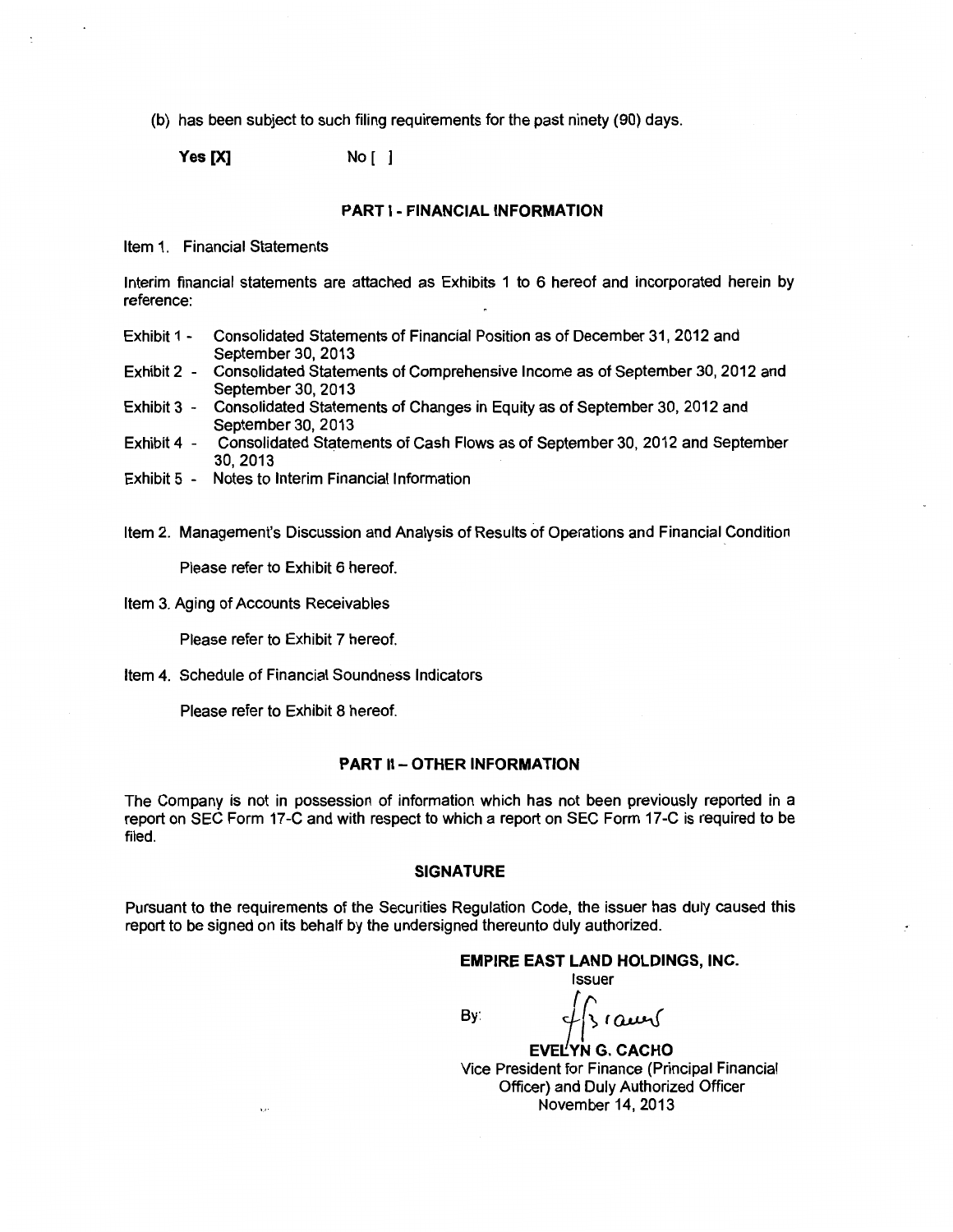(b) has been subject to such filing requirements for the past ninety (90) days.

**Yes [X]** No [ ]

## PART I - FINANCIAL INFORMATION

Item 1. Financial Statements

Interim financial statements are attached as Exhibits 1 to 6 hereof and incorporated herein by reference:

- Exhibit 1 - Consolidated Statements of Financial Position as of December 31, 2012 and September 30, 2013
- Exhibit 2 - Consolidated Statements of Comprehensive Income as of September 30, 2012 and September 30, 2013
- Exhibit 3 - Consolidated Statements of Changes in Equity as of September 30, 2012 and September 30, 2013
- Exhibit 4 - Consolidated Statements of Cash Flows as of September 30, 2012 and September 30, 2013
- Exhibit 5 - Notes to Interim Financial Information

Item 2. Management's Discussion and Analysis of Results of Operations and Financial Condition

Please refer to Exhibit 6 hereof.

Item 3. Aging of Accounts Receivables

Please refer to Exhibit 7 hereof.

Item 4. Schedule of Financial Soundness Indicators

Please refer to Exhibit 8 hereof.

## PART II – OTHER INFORMATION

The Company is not in possession of information which has not been previously reported in a report on SEC Form 17-C and with respect to which a report on SEC Form 17-C is required to be filed.

## SIGNATURE

Pursuant to the requirements of the Securities Regulation Code, the issuer has duly caused this report to be signed on its behalf by the undersigned thereunto duly authorized.

**EMPIRE EAST LAND HOLDINGS, INC.**
Issuer

By:

**EVELYN G. CACHO**
Vice President for Finance (Principal Financial Officer) and Duly Authorized Officer
November 14, 2013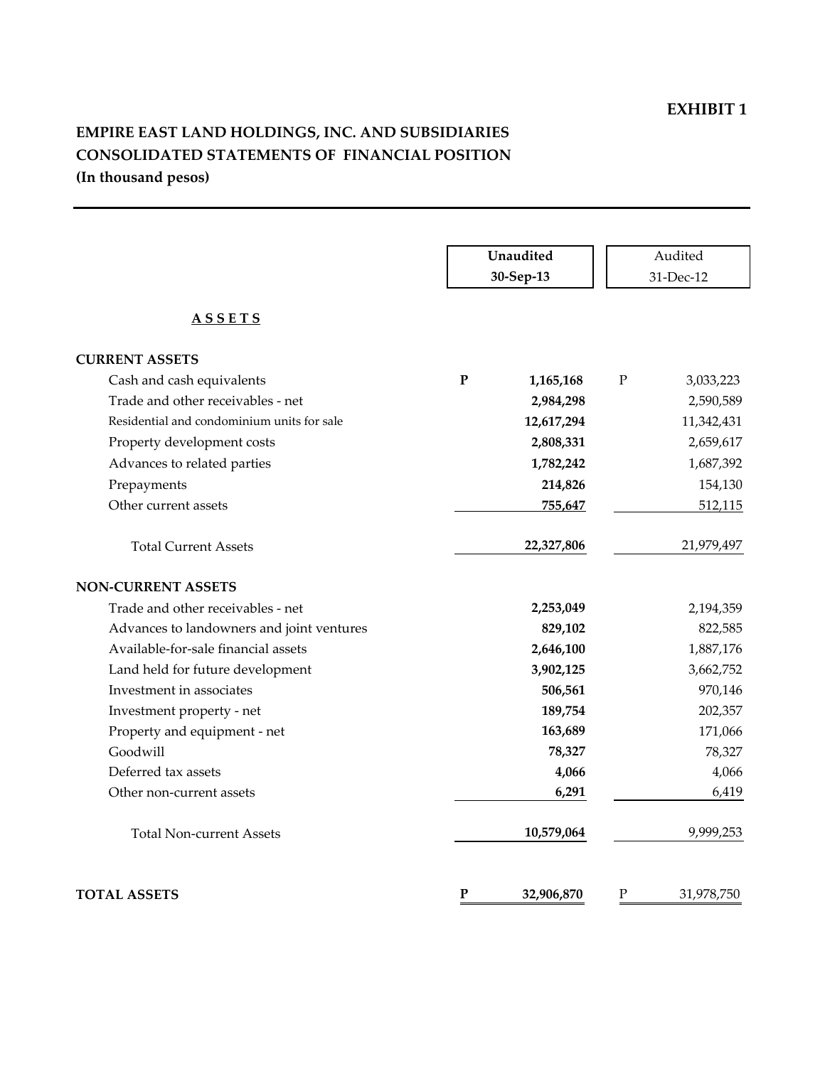**EXHIBIT 1**

# EMPIRE EAST LAND HOLDINGS, INC. AND SUBSIDIARIES
## CONSOLIDATED STATEMENTS OF FINANCIAL POSITION
### (In thousand pesos)

| | Unaudited 30-Sep-13 | Audited 31-Dec-12 |
|---|---|---|
| **ASSETS** | | |
| **CURRENT ASSETS** | | |
| Cash and cash equivalents | **P 1,165,168** | P 3,033,223 |
| Trade and other receivables - net | **2,984,298** | 2,590,589 |
| Residential and condominium units for sale | **12,617,294** | 11,342,431 |
| Property development costs | **2,808,331** | 2,659,617 |
| Advances to related parties | **1,782,242** | 1,687,392 |
| Prepayments | **214,826** | 154,130 |
| Other current assets | **755,647** | 512,115 |
| Total Current Assets | **22,327,806** | 21,979,497 |
| **NON-CURRENT ASSETS** | | |
| Trade and other receivables - net | **2,253,049** | 2,194,359 |
| Advances to landowners and joint ventures | **829,102** | 822,585 |
| Available-for-sale financial assets | **2,646,100** | 1,887,176 |
| Land held for future development | **3,902,125** | 3,662,752 |
| Investment in associates | **506,561** | 970,146 |
| Investment property - net | **189,754** | 202,357 |
| Property and equipment - net | **163,689** | 171,066 |
| Goodwill | **78,327** | 78,327 |
| Deferred tax assets | **4,066** | 4,066 |
| Other non-current assets | **6,291** | 6,419 |
| Total Non-current Assets | **10,579,064** | 9,999,253 |
| **TOTAL ASSETS** | **P 32,906,870** | P 31,978,750 |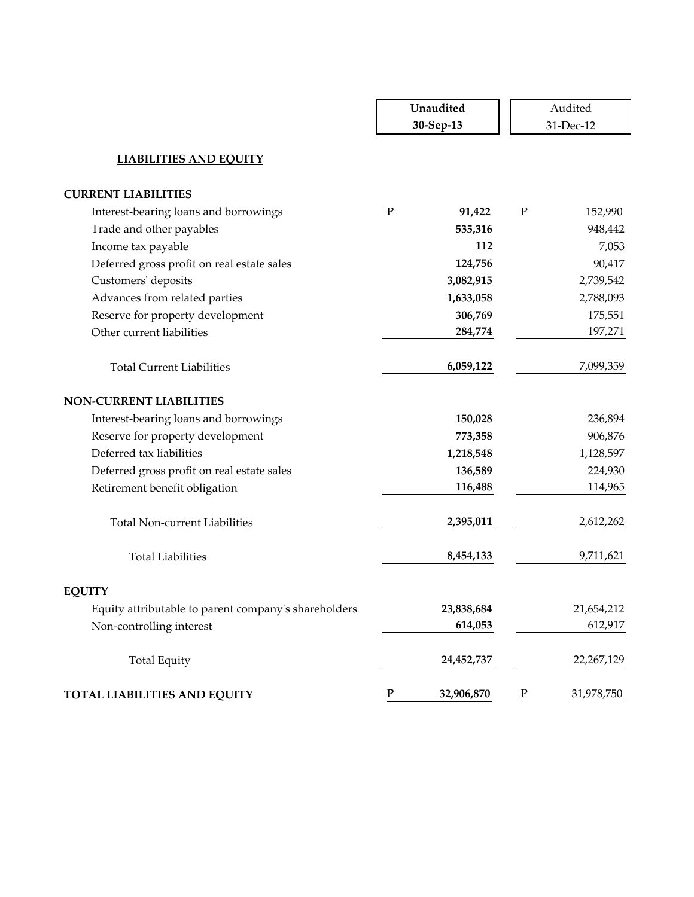| | Unaudited 30-Sep-13 | Audited 31-Dec-12 |
|---|---|---|
| **LIABILITIES AND EQUITY** | | |
| **CURRENT LIABILITIES** | | |
| Interest-bearing loans and borrowings | **P 91,422** | P 152,990 |
| Trade and other payables | **535,316** | 948,442 |
| Income tax payable | **112** | 7,053 |
| Deferred gross profit on real estate sales | **124,756** | 90,417 |
| Customers' deposits | **3,082,915** | 2,739,542 |
| Advances from related parties | **1,633,058** | 2,788,093 |
| Reserve for property development | **306,769** | 175,551 |
| Other current liabilities | **284,774** | 197,271 |
| Total Current Liabilities | **6,059,122** | 7,099,359 |
| **NON-CURRENT LIABILITIES** | | |
| Interest-bearing loans and borrowings | **150,028** | 236,894 |
| Reserve for property development | **773,358** | 906,876 |
| Deferred tax liabilities | **1,218,548** | 1,128,597 |
| Deferred gross profit on real estate sales | **136,589** | 224,930 |
| Retirement benefit obligation | **116,488** | 114,965 |
| Total Non-current Liabilities | **2,395,011** | 2,612,262 |
| Total Liabilities | **8,454,133** | 9,711,621 |
| **EQUITY** | | |
| Equity attributable to parent company's shareholders | **23,838,684** | 21,654,212 |
| Non-controlling interest | **614,053** | 612,917 |
| Total Equity | **24,452,737** | 22,267,129 |
| **TOTAL LIABILITIES AND EQUITY** | **P 32,906,870** | P 31,978,750 |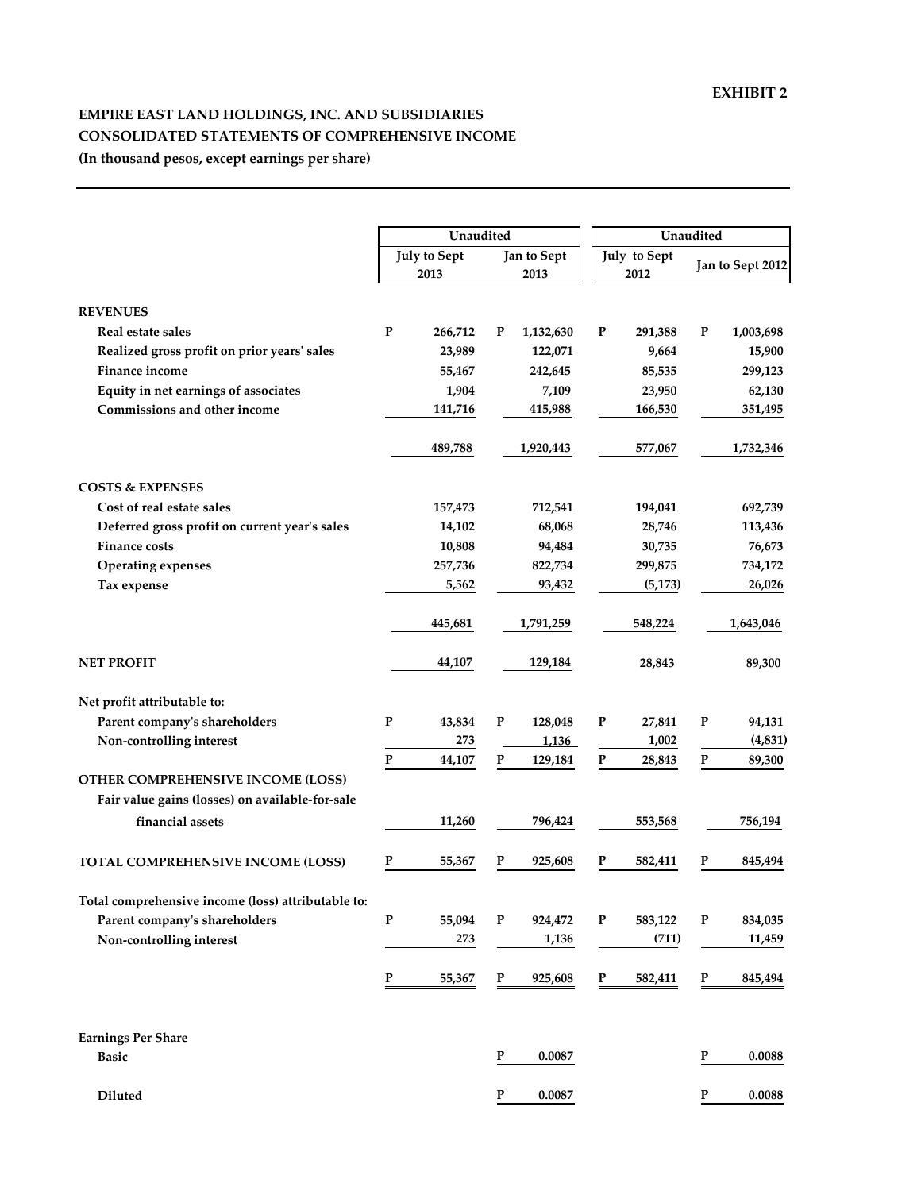**EXHIBIT 2**

**EMPIRE EAST LAND HOLDINGS, INC. AND SUBSIDIARIES**
**CONSOLIDATED STATEMENTS OF COMPREHENSIVE INCOME**
**(In thousand pesos, except earnings per share)**

| | Unaudited | | Unaudited | |
|---|---|---|---|---|
| | July to Sept 2013 | Jan to Sept 2013 | July to Sept 2012 | Jan to Sept 2012 |
| **REVENUES** | | | | |
| Real estate sales | P 266,712 | P 1,132,630 | P 291,388 | P 1,003,698 |
| Realized gross profit on prior years' sales | 23,989 | 122,071 | 9,664 | 15,900 |
| Finance income | 55,467 | 242,645 | 85,535 | 299,123 |
| Equity in net earnings of associates | 1,904 | 7,109 | 23,950 | 62,130 |
| Commissions and other income | 141,716 | 415,988 | 166,530 | 351,495 |
| | 489,788 | 1,920,443 | 577,067 | 1,732,346 |
| **COSTS & EXPENSES** | | | | |
| Cost of real estate sales | 157,473 | 712,541 | 194,041 | 692,739 |
| Deferred gross profit on current year's sales | 14,102 | 68,068 | 28,746 | 113,436 |
| Finance costs | 10,808 | 94,484 | 30,735 | 76,673 |
| Operating expenses | 257,736 | 822,734 | 299,875 | 734,172 |
| Tax expense | 5,562 | 93,432 | (5,173) | 26,026 |
| | 445,681 | 1,791,259 | 548,224 | 1,643,046 |
| **NET PROFIT** | 44,107 | 129,184 | 28,843 | 89,300 |
| **Net profit attributable to:** | | | | |
| Parent company's shareholders | P 43,834 | P 128,048 | P 27,841 | P 94,131 |
| Non-controlling interest | 273 | 1,136 | 1,002 | (4,831) |
| | P 44,107 | P 129,184 | P 28,843 | P 89,300 |
| **OTHER COMPREHENSIVE INCOME (LOSS)** | | | | |
| Fair value gains (losses) on available-for-sale financial assets | 11,260 | 796,424 | 553,568 | 756,194 |
| **TOTAL COMPREHENSIVE INCOME (LOSS)** | P 55,367 | P 925,608 | P 582,411 | P 845,494 |
| **Total comprehensive income (loss) attributable to:** | | | | |
| Parent company's shareholders | P 55,094 | P 924,472 | P 583,122 | P 834,035 |
| Non-controlling interest | 273 | 1,136 | (711) | 11,459 |
| | P 55,367 | P 925,608 | P 582,411 | P 845,494 |
| **Earnings Per Share** | | | | |
| Basic | | P 0.0087 | | P 0.0088 |
| Diluted | | P 0.0087 | | P 0.0088 |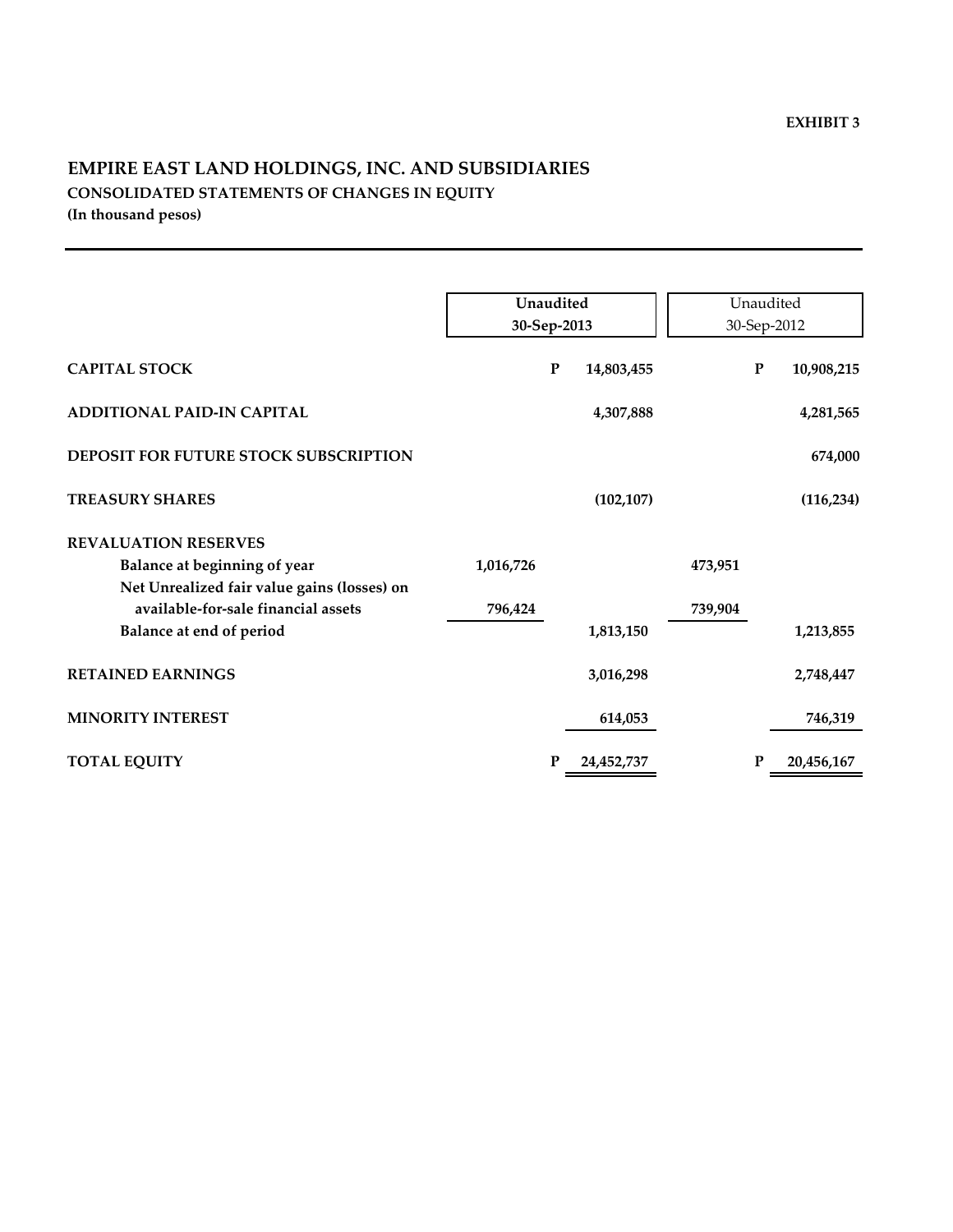EXHIBIT 3

# EMPIRE EAST LAND HOLDINGS, INC. AND SUBSIDIARIES

## CONSOLIDATED STATEMENTS OF CHANGES IN EQUITY

**(In thousand pesos)**

| | Unaudited 30-Sep-2013 | | Unaudited 30-Sep-2012 | |
|---|---|---|---|---|
| **CAPITAL STOCK** | | P 14,803,455 | | P 10,908,215 |
| **ADDITIONAL PAID-IN CAPITAL** | | 4,307,888 | | 4,281,565 |
| **DEPOSIT FOR FUTURE STOCK SUBSCRIPTION** | | | | 674,000 |
| **TREASURY SHARES** | | (102,107) | | (116,234) |
| **REVALUATION RESERVES** | | | | |
| Balance at beginning of year | 1,016,726 | | 473,951 | |
| Net Unrealized fair value gains (losses) on available-for-sale financial assets | 796,424 | | 739,904 | |
| Balance at end of period | | 1,813,150 | | 1,213,855 |
| **RETAINED EARNINGS** | | 3,016,298 | | 2,748,447 |
| **MINORITY INTEREST** | | 614,053 | | 746,319 |
| **TOTAL EQUITY** | | P 24,452,737 | | P 20,456,167 |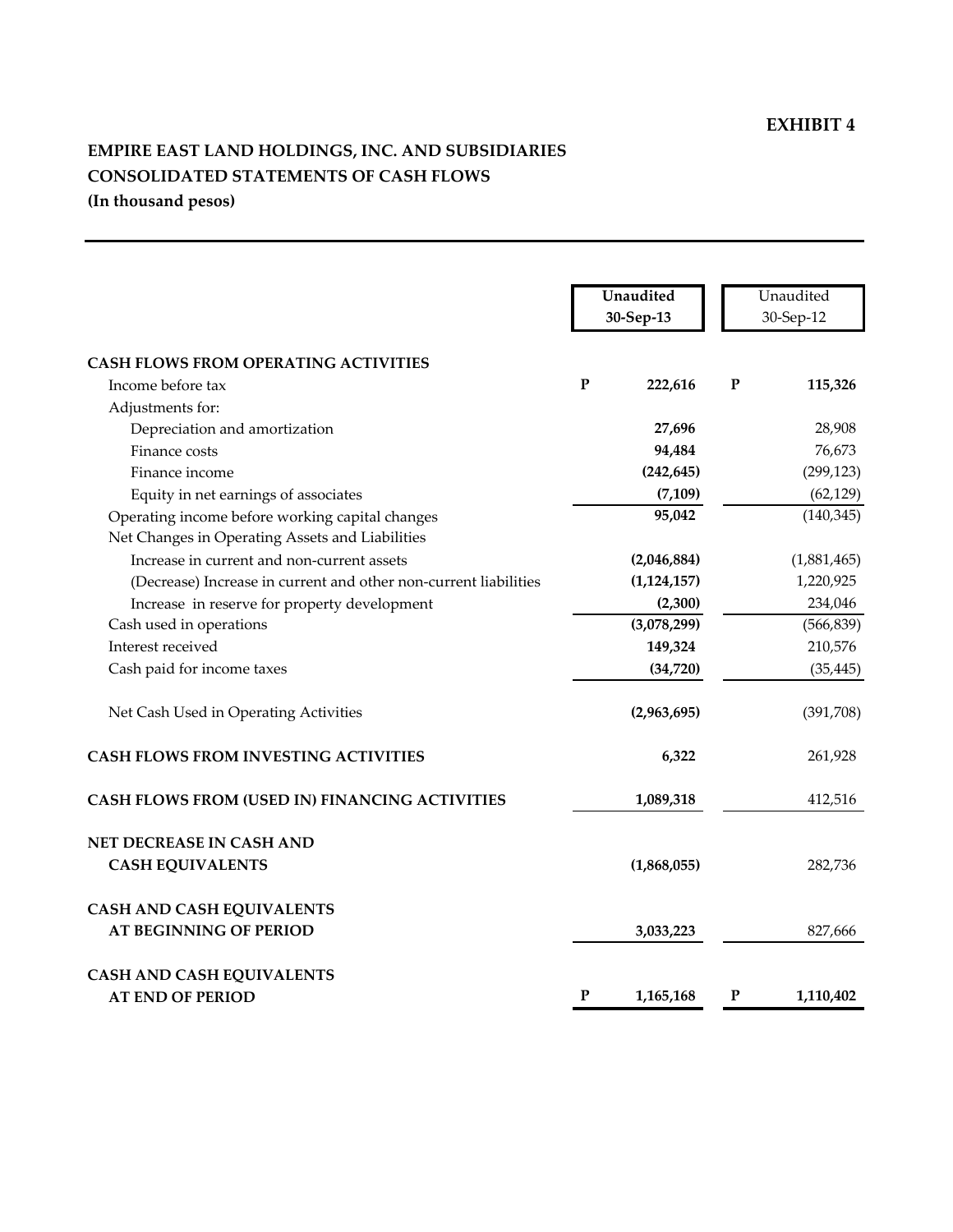**EXHIBIT 4**

**EMPIRE EAST LAND HOLDINGS, INC. AND SUBSIDIARIES**
**CONSOLIDATED STATEMENTS OF CASH FLOWS**
**(In thousand pesos)**

| | Unaudited 30-Sep-13 | Unaudited 30-Sep-12 |
|---|---|---|
| **CASH FLOWS FROM OPERATING ACTIVITIES** | | |
| Income before tax | P 222,616 | P 115,326 |
| Adjustments for: | | |
| Depreciation and amortization | 27,696 | 28,908 |
| Finance costs | 94,484 | 76,673 |
| Finance income | (242,645) | (299,123) |
| Equity in net earnings of associates | (7,109) | (62,129) |
| Operating income before working capital changes | 95,042 | (140,345) |
| Net Changes in Operating Assets and Liabilities | | |
| Increase in current and non-current assets | (2,046,884) | (1,881,465) |
| (Decrease) Increase in current and other non-current liabilities | (1,124,157) | 1,220,925 |
| Increase in reserve for property development | (2,300) | 234,046 |
| Cash used in operations | (3,078,299) | (566,839) |
| Interest received | 149,324 | 210,576 |
| Cash paid for income taxes | (34,720) | (35,445) |
| Net Cash Used in Operating Activities | (2,963,695) | (391,708) |
| **CASH FLOWS FROM INVESTING ACTIVITIES** | 6,322 | 261,928 |
| **CASH FLOWS FROM (USED IN) FINANCING ACTIVITIES** | 1,089,318 | 412,516 |
| **NET DECREASE IN CASH AND CASH EQUIVALENTS** | (1,868,055) | 282,736 |
| **CASH AND CASH EQUIVALENTS AT BEGINNING OF PERIOD** | 3,033,223 | 827,666 |
| **CASH AND CASH EQUIVALENTS AT END OF PERIOD** | P 1,165,168 | P 1,110,402 |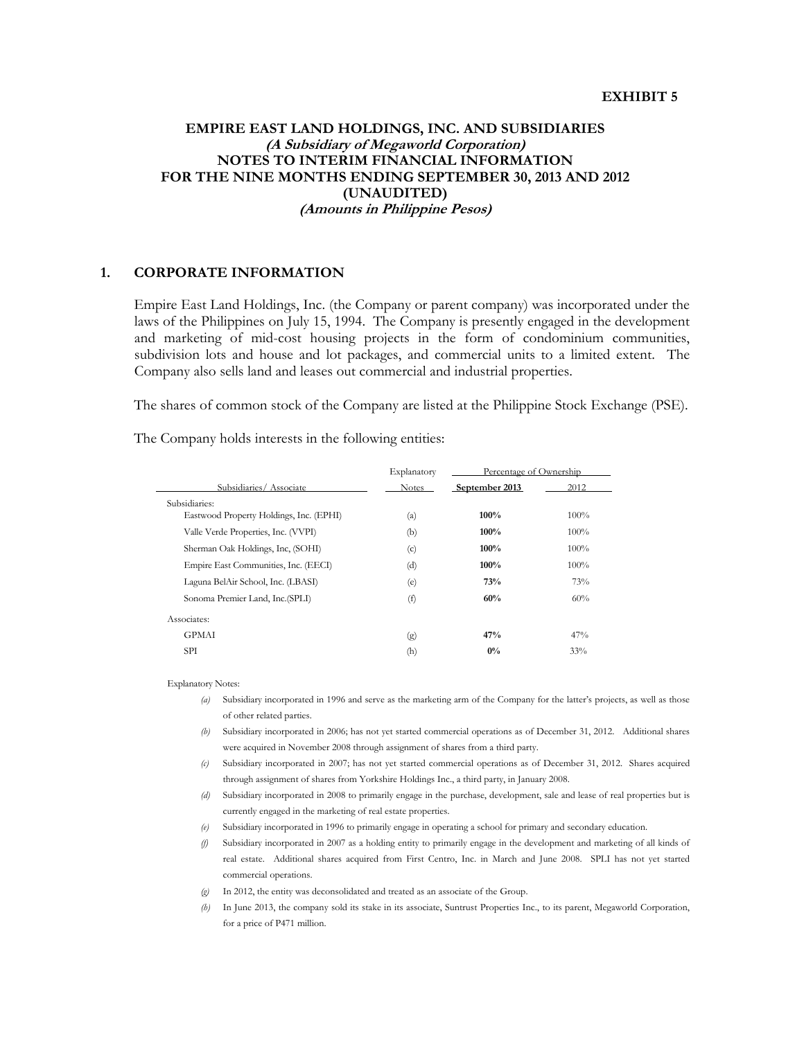**EXHIBIT 5**

# EMPIRE EAST LAND HOLDINGS, INC. AND SUBSIDIARIES
***(A Subsidiary of Megaworld Corporation)***
**NOTES TO INTERIM FINANCIAL INFORMATION**
**FOR THE NINE MONTHS ENDING SEPTEMBER 30, 2013 AND 2012**
**(UNAUDITED)**
***(Amounts in Philippine Pesos)***

## 1. CORPORATE INFORMATION

Empire East Land Holdings, Inc. (the Company or parent company) was incorporated under the laws of the Philippines on July 15, 1994. The Company is presently engaged in the development and marketing of mid-cost housing projects in the form of condominium communities, subdivision lots and house and lot packages, and commercial units to a limited extent. The Company also sells land and leases out commercial and industrial properties.

The shares of common stock of the Company are listed at the Philippine Stock Exchange (PSE).

The Company holds interests in the following entities:

| Subsidiaries/ Associate | Explanatory Notes | Percentage of Ownership September 2013 | 2012 |
|---|---|---|---|
| Subsidiaries: | | | |
| Eastwood Property Holdings, Inc. (EPHI) | (a) | **100%** | 100% |
| Valle Verde Properties, Inc. (VVPI) | (b) | **100%** | 100% |
| Sherman Oak Holdings, Inc, (SOHI) | (c) | **100%** | 100% |
| Empire East Communities, Inc. (EECI) | (d) | **100%** | 100% |
| Laguna BelAir School, Inc. (LBASI) | (e) | **73%** | 73% |
| Sonoma Premier Land, Inc.(SPLI) | (f) | **60%** | 60% |
| Associates: | | | |
| GPMAI | (g) | **47%** | 47% |
| SPI | (h) | **0%** | 33% |

Explanatory Notes:

*(a)* Subsidiary incorporated in 1996 and serve as the marketing arm of the Company for the latter's projects, as well as those of other related parties.

*(b)* Subsidiary incorporated in 2006; has not yet started commercial operations as of December 31, 2012. Additional shares were acquired in November 2008 through assignment of shares from a third party.

*(c)* Subsidiary incorporated in 2007; has not yet started commercial operations as of December 31, 2012. Shares acquired through assignment of shares from Yorkshire Holdings Inc., a third party, in January 2008.

*(d)* Subsidiary incorporated in 2008 to primarily engage in the purchase, development, sale and lease of real properties but is currently engaged in the marketing of real estate properties.

*(e)* Subsidiary incorporated in 1996 to primarily engage in operating a school for primary and secondary education.

*(f)* Subsidiary incorporated in 2007 as a holding entity to primarily engage in the development and marketing of all kinds of real estate. Additional shares acquired from First Centro, Inc. in March and June 2008. SPLI has not yet started commercial operations.

*(g)* In 2012, the entity was deconsolidated and treated as an associate of the Group.

*(h)* In June 2013, the company sold its stake in its associate, Suntrust Properties Inc., to its parent, Megaworld Corporation, for a price of P471 million.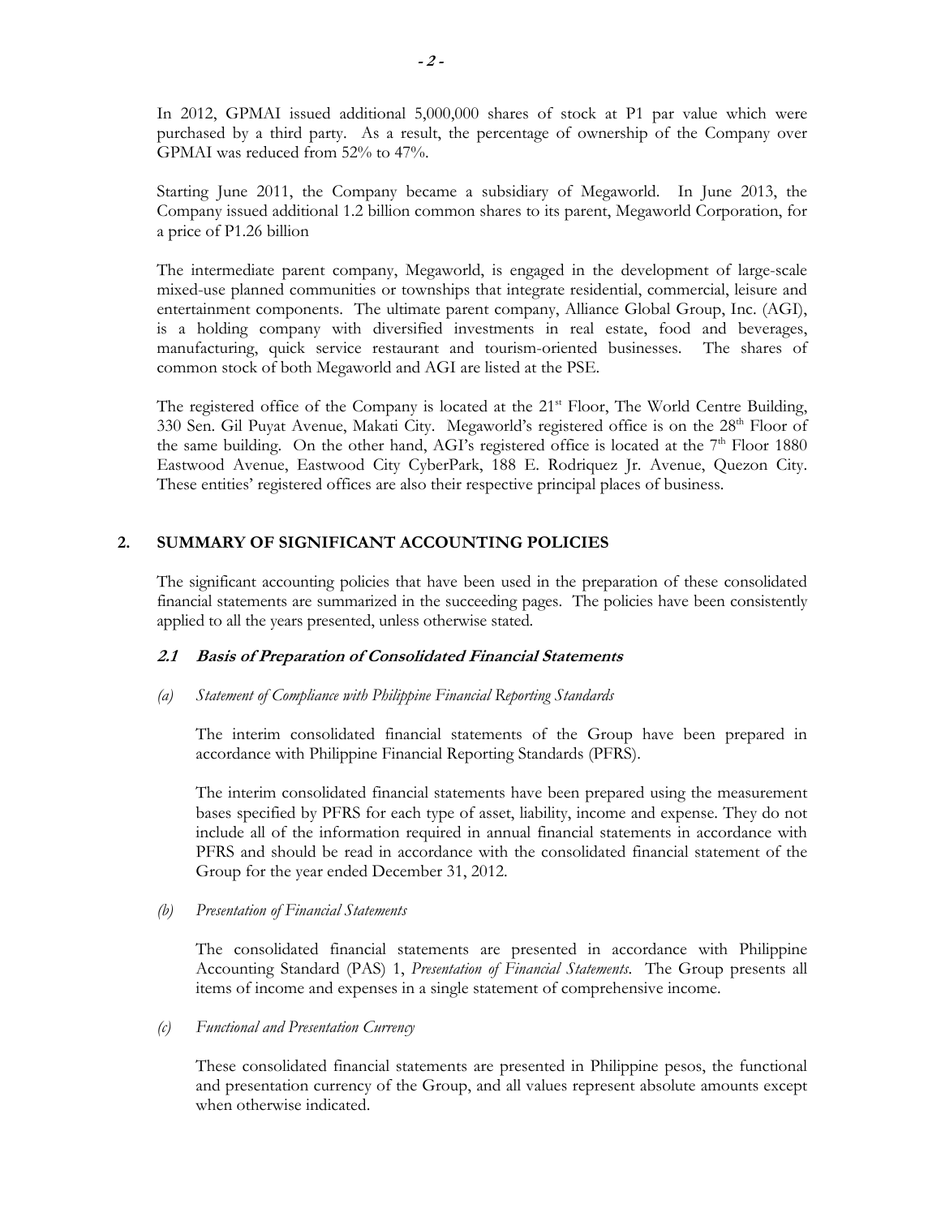In 2012, GPMAI issued additional 5,000,000 shares of stock at P1 par value which were purchased by a third party. As a result, the percentage of ownership of the Company over GPMAI was reduced from 52% to 47%.

Starting June 2011, the Company became a subsidiary of Megaworld. In June 2013, the Company issued additional 1.2 billion common shares to its parent, Megaworld Corporation, for a price of P1.26 billion

The intermediate parent company, Megaworld, is engaged in the development of large-scale mixed-use planned communities or townships that integrate residential, commercial, leisure and entertainment components. The ultimate parent company, Alliance Global Group, Inc. (AGI), is a holding company with diversified investments in real estate, food and beverages, manufacturing, quick service restaurant and tourism-oriented businesses. The shares of common stock of both Megaworld and AGI are listed at the PSE.

The registered office of the Company is located at the 21st Floor, The World Centre Building, 330 Sen. Gil Puyat Avenue, Makati City. Megaworld's registered office is on the 28th Floor of the same building. On the other hand, AGI's registered office is located at the 7th Floor 1880 Eastwood Avenue, Eastwood City CyberPark, 188 E. Rodriquez Jr. Avenue, Quezon City. These entities' registered offices are also their respective principal places of business.

## 2. SUMMARY OF SIGNIFICANT ACCOUNTING POLICIES

The significant accounting policies that have been used in the preparation of these consolidated financial statements are summarized in the succeeding pages. The policies have been consistently applied to all the years presented, unless otherwise stated.

### *2.1 Basis of Preparation of Consolidated Financial Statements*

*(a) Statement of Compliance with Philippine Financial Reporting Standards*

The interim consolidated financial statements of the Group have been prepared in accordance with Philippine Financial Reporting Standards (PFRS).

The interim consolidated financial statements have been prepared using the measurement bases specified by PFRS for each type of asset, liability, income and expense. They do not include all of the information required in annual financial statements in accordance with PFRS and should be read in accordance with the consolidated financial statement of the Group for the year ended December 31, 2012.

*(b) Presentation of Financial Statements*

The consolidated financial statements are presented in accordance with Philippine Accounting Standard (PAS) 1, *Presentation of Financial Statements*. The Group presents all items of income and expenses in a single statement of comprehensive income.

*(c) Functional and Presentation Currency*

These consolidated financial statements are presented in Philippine pesos, the functional and presentation currency of the Group, and all values represent absolute amounts except when otherwise indicated.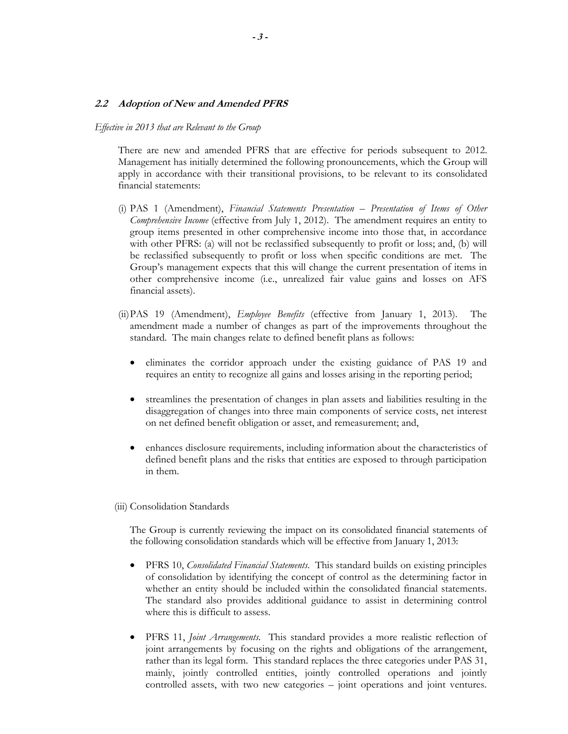### *2.2 Adoption of New and Amended PFRS*

*Effective in 2013 that are Relevant to the Group*

There are new and amended PFRS that are effective for periods subsequent to 2012. Management has initially determined the following pronouncements, which the Group will apply in accordance with their transitional provisions, to be relevant to its consolidated financial statements:

(i) PAS 1 (Amendment), *Financial Statements Presentation – Presentation of Items of Other Comprehensive Income* (effective from July 1, 2012). The amendment requires an entity to group items presented in other comprehensive income into those that, in accordance with other PFRS: (a) will not be reclassified subsequently to profit or loss; and, (b) will be reclassified subsequently to profit or loss when specific conditions are met. The Group's management expects that this will change the current presentation of items in other comprehensive income (i.e., unrealized fair value gains and losses on AFS financial assets).

(ii) PAS 19 (Amendment), *Employee Benefits* (effective from January 1, 2013). The amendment made a number of changes as part of the improvements throughout the standard. The main changes relate to defined benefit plans as follows:

- eliminates the corridor approach under the existing guidance of PAS 19 and requires an entity to recognize all gains and losses arising in the reporting period;

- streamlines the presentation of changes in plan assets and liabilities resulting in the disaggregation of changes into three main components of service costs, net interest on net defined benefit obligation or asset, and remeasurement; and,

- enhances disclosure requirements, including information about the characteristics of defined benefit plans and the risks that entities are exposed to through participation in them.

(iii) Consolidation Standards

The Group is currently reviewing the impact on its consolidated financial statements of the following consolidation standards which will be effective from January 1, 2013:

- PFRS 10, *Consolidated Financial Statements*. This standard builds on existing principles of consolidation by identifying the concept of control as the determining factor in whether an entity should be included within the consolidated financial statements. The standard also provides additional guidance to assist in determining control where this is difficult to assess.

- PFRS 11, *Joint Arrangements*. This standard provides a more realistic reflection of joint arrangements by focusing on the rights and obligations of the arrangement, rather than its legal form. This standard replaces the three categories under PAS 31, mainly, jointly controlled entities, jointly controlled operations and jointly controlled assets, with two new categories – joint operations and joint ventures.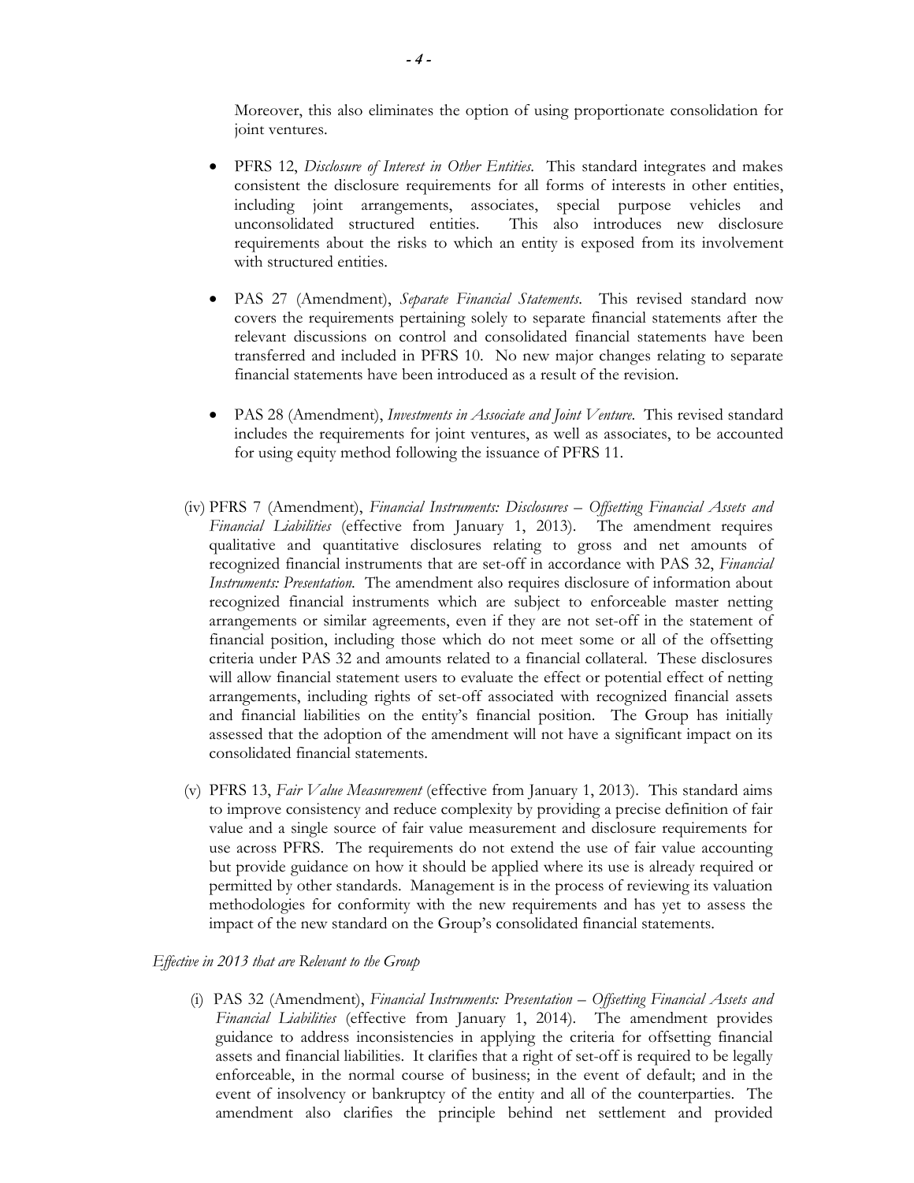Moreover, this also eliminates the option of using proportionate consolidation for joint ventures.

- PFRS 12, *Disclosure of Interest in Other Entities*. This standard integrates and makes consistent the disclosure requirements for all forms of interests in other entities, including joint arrangements, associates, special purpose vehicles and unconsolidated structured entities. This also introduces new disclosure requirements about the risks to which an entity is exposed from its involvement with structured entities.

- PAS 27 (Amendment), *Separate Financial Statements*. This revised standard now covers the requirements pertaining solely to separate financial statements after the relevant discussions on control and consolidated financial statements have been transferred and included in PFRS 10. No new major changes relating to separate financial statements have been introduced as a result of the revision.

- PAS 28 (Amendment), *Investments in Associate and Joint Venture*. This revised standard includes the requirements for joint ventures, as well as associates, to be accounted for using equity method following the issuance of PFRS 11.

(iv) PFRS 7 (Amendment), *Financial Instruments: Disclosures – Offsetting Financial Assets and Financial Liabilities* (effective from January 1, 2013). The amendment requires qualitative and quantitative disclosures relating to gross and net amounts of recognized financial instruments that are set-off in accordance with PAS 32, *Financial Instruments: Presentation*. The amendment also requires disclosure of information about recognized financial instruments which are subject to enforceable master netting arrangements or similar agreements, even if they are not set-off in the statement of financial position, including those which do not meet some or all of the offsetting criteria under PAS 32 and amounts related to a financial collateral. These disclosures will allow financial statement users to evaluate the effect or potential effect of netting arrangements, including rights of set-off associated with recognized financial assets and financial liabilities on the entity's financial position. The Group has initially assessed that the adoption of the amendment will not have a significant impact on its consolidated financial statements.

(v) PFRS 13, *Fair Value Measurement* (effective from January 1, 2013). This standard aims to improve consistency and reduce complexity by providing a precise definition of fair value and a single source of fair value measurement and disclosure requirements for use across PFRS. The requirements do not extend the use of fair value accounting but provide guidance on how it should be applied where its use is already required or permitted by other standards. Management is in the process of reviewing its valuation methodologies for conformity with the new requirements and has yet to assess the impact of the new standard on the Group's consolidated financial statements.

*Effective in 2013 that are Relevant to the Group*

(i) PAS 32 (Amendment), *Financial Instruments: Presentation – Offsetting Financial Assets and Financial Liabilities* (effective from January 1, 2014). The amendment provides guidance to address inconsistencies in applying the criteria for offsetting financial assets and financial liabilities. It clarifies that a right of set-off is required to be legally enforceable, in the normal course of business; in the event of default; and in the event of insolvency or bankruptcy of the entity and all of the counterparties. The amendment also clarifies the principle behind net settlement and provided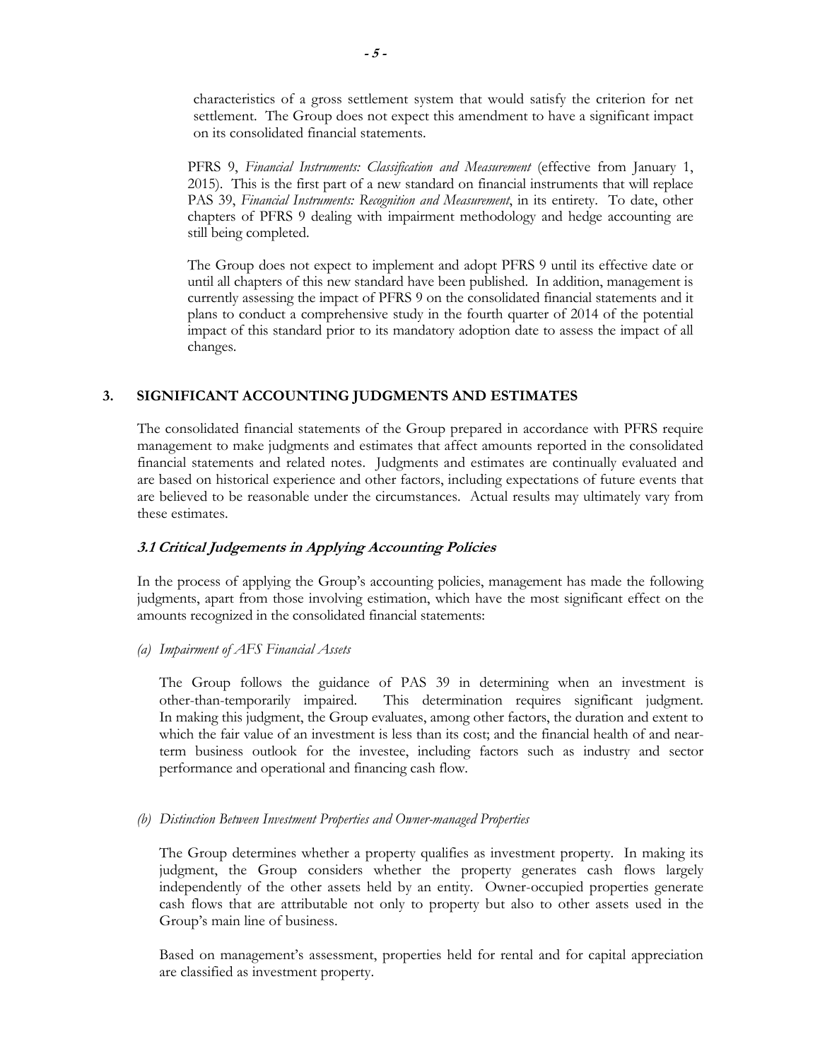characteristics of a gross settlement system that would satisfy the criterion for net settlement. The Group does not expect this amendment to have a significant impact on its consolidated financial statements.

PFRS 9, *Financial Instruments: Classification and Measurement* (effective from January 1, 2015). This is the first part of a new standard on financial instruments that will replace PAS 39, *Financial Instruments: Recognition and Measurement*, in its entirety. To date, other chapters of PFRS 9 dealing with impairment methodology and hedge accounting are still being completed.

The Group does not expect to implement and adopt PFRS 9 until its effective date or until all chapters of this new standard have been published. In addition, management is currently assessing the impact of PFRS 9 on the consolidated financial statements and it plans to conduct a comprehensive study in the fourth quarter of 2014 of the potential impact of this standard prior to its mandatory adoption date to assess the impact of all changes.

## 3. SIGNIFICANT ACCOUNTING JUDGMENTS AND ESTIMATES

The consolidated financial statements of the Group prepared in accordance with PFRS require management to make judgments and estimates that affect amounts reported in the consolidated financial statements and related notes. Judgments and estimates are continually evaluated and are based on historical experience and other factors, including expectations of future events that are believed to be reasonable under the circumstances. Actual results may ultimately vary from these estimates.

### *3.1 Critical Judgements in Applying Accounting Policies*

In the process of applying the Group's accounting policies, management has made the following judgments, apart from those involving estimation, which have the most significant effect on the amounts recognized in the consolidated financial statements:

*(a) Impairment of AFS Financial Assets*

The Group follows the guidance of PAS 39 in determining when an investment is other-than-temporarily impaired. This determination requires significant judgment. In making this judgment, the Group evaluates, among other factors, the duration and extent to which the fair value of an investment is less than its cost; and the financial health of and near-term business outlook for the investee, including factors such as industry and sector performance and operational and financing cash flow.

*(b) Distinction Between Investment Properties and Owner-managed Properties*

The Group determines whether a property qualifies as investment property. In making its judgment, the Group considers whether the property generates cash flows largely independently of the other assets held by an entity. Owner-occupied properties generate cash flows that are attributable not only to property but also to other assets used in the Group's main line of business.

Based on management's assessment, properties held for rental and for capital appreciation are classified as investment property.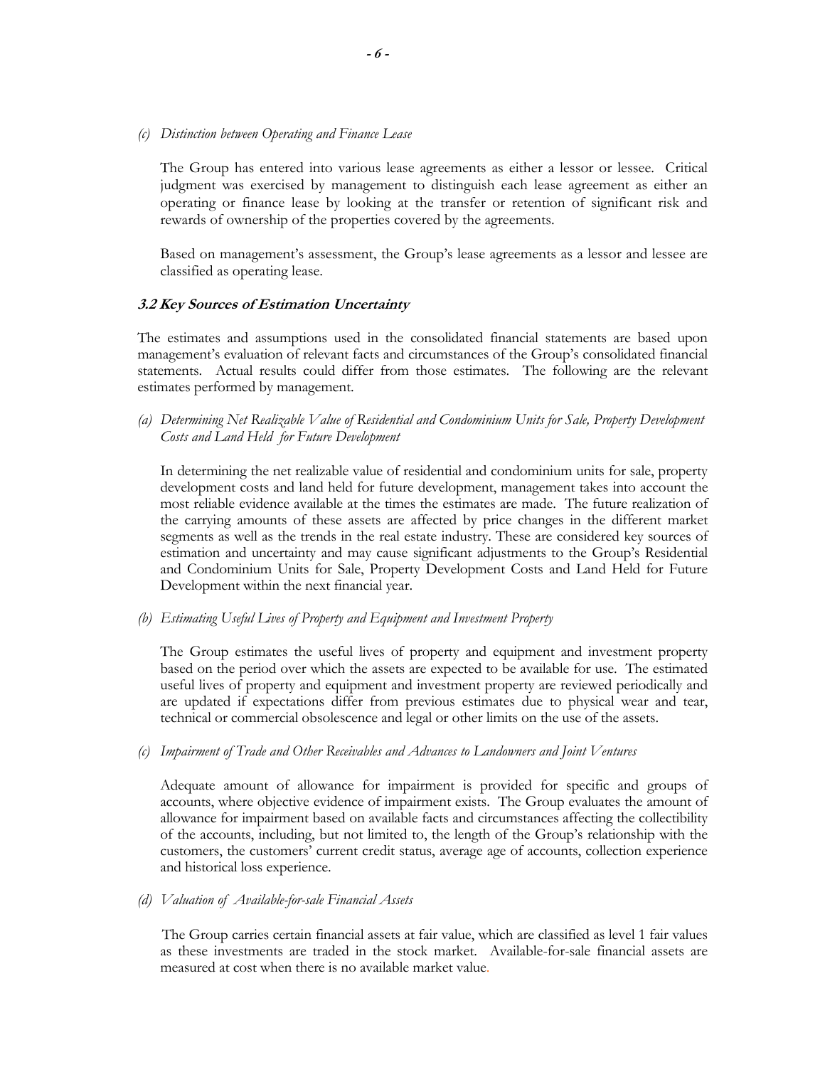*(c) Distinction between Operating and Finance Lease*

The Group has entered into various lease agreements as either a lessor or lessee. Critical judgment was exercised by management to distinguish each lease agreement as either an operating or finance lease by looking at the transfer or retention of significant risk and rewards of ownership of the properties covered by the agreements.

Based on management's assessment, the Group's lease agreements as a lessor and lessee are classified as operating lease.

### *3.2 Key Sources of Estimation Uncertainty*

The estimates and assumptions used in the consolidated financial statements are based upon management's evaluation of relevant facts and circumstances of the Group's consolidated financial statements. Actual results could differ from those estimates. The following are the relevant estimates performed by management.

*(a) Determining Net Realizable Value of Residential and Condominium Units for Sale, Property Development Costs and Land Held for Future Development*

In determining the net realizable value of residential and condominium units for sale, property development costs and land held for future development, management takes into account the most reliable evidence available at the times the estimates are made. The future realization of the carrying amounts of these assets are affected by price changes in the different market segments as well as the trends in the real estate industry. These are considered key sources of estimation and uncertainty and may cause significant adjustments to the Group's Residential and Condominium Units for Sale, Property Development Costs and Land Held for Future Development within the next financial year.

*(b) Estimating Useful Lives of Property and Equipment and Investment Property*

The Group estimates the useful lives of property and equipment and investment property based on the period over which the assets are expected to be available for use. The estimated useful lives of property and equipment and investment property are reviewed periodically and are updated if expectations differ from previous estimates due to physical wear and tear, technical or commercial obsolescence and legal or other limits on the use of the assets.

*(c) Impairment of Trade and Other Receivables and Advances to Landowners and Joint Ventures*

Adequate amount of allowance for impairment is provided for specific and groups of accounts, where objective evidence of impairment exists. The Group evaluates the amount of allowance for impairment based on available facts and circumstances affecting the collectibility of the accounts, including, but not limited to, the length of the Group's relationship with the customers, the customers' current credit status, average age of accounts, collection experience and historical loss experience.

*(d) Valuation of Available-for-sale Financial Assets*

The Group carries certain financial assets at fair value, which are classified as level 1 fair values as these investments are traded in the stock market. Available-for-sale financial assets are measured at cost when there is no available market value.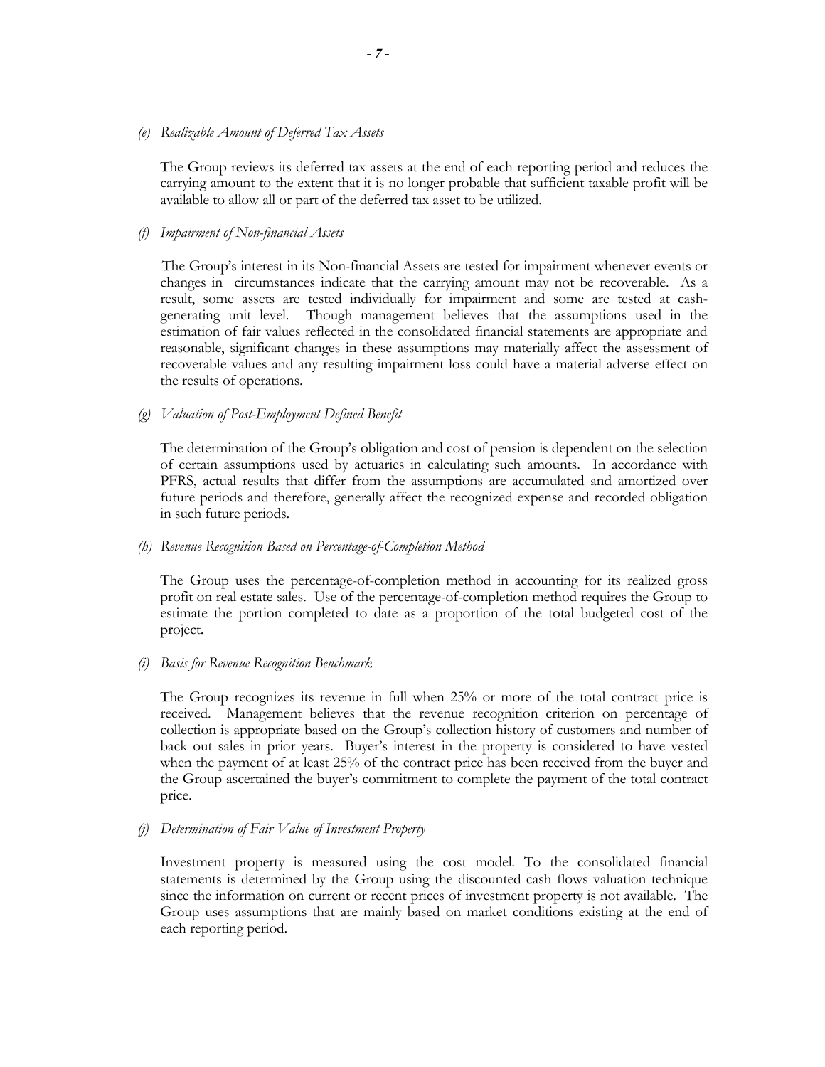*(e) Realizable Amount of Deferred Tax Assets*

The Group reviews its deferred tax assets at the end of each reporting period and reduces the carrying amount to the extent that it is no longer probable that sufficient taxable profit will be available to allow all or part of the deferred tax asset to be utilized.

*(f) Impairment of Non-financial Assets*

The Group's interest in its Non-financial Assets are tested for impairment whenever events or changes in circumstances indicate that the carrying amount may not be recoverable. As a result, some assets are tested individually for impairment and some are tested at cash-generating unit level. Though management believes that the assumptions used in the estimation of fair values reflected in the consolidated financial statements are appropriate and reasonable, significant changes in these assumptions may materially affect the assessment of recoverable values and any resulting impairment loss could have a material adverse effect on the results of operations.

*(g) Valuation of Post-Employment Defined Benefit*

The determination of the Group's obligation and cost of pension is dependent on the selection of certain assumptions used by actuaries in calculating such amounts. In accordance with PFRS, actual results that differ from the assumptions are accumulated and amortized over future periods and therefore, generally affect the recognized expense and recorded obligation in such future periods.

*(h) Revenue Recognition Based on Percentage-of-Completion Method*

The Group uses the percentage-of-completion method in accounting for its realized gross profit on real estate sales. Use of the percentage-of-completion method requires the Group to estimate the portion completed to date as a proportion of the total budgeted cost of the project.

*(i) Basis for Revenue Recognition Benchmark*

The Group recognizes its revenue in full when 25% or more of the total contract price is received. Management believes that the revenue recognition criterion on percentage of collection is appropriate based on the Group's collection history of customers and number of back out sales in prior years. Buyer's interest in the property is considered to have vested when the payment of at least 25% of the contract price has been received from the buyer and the Group ascertained the buyer's commitment to complete the payment of the total contract price.

*(j) Determination of Fair Value of Investment Property*

Investment property is measured using the cost model. To the consolidated financial statements is determined by the Group using the discounted cash flows valuation technique since the information on current or recent prices of investment property is not available. The Group uses assumptions that are mainly based on market conditions existing at the end of each reporting period.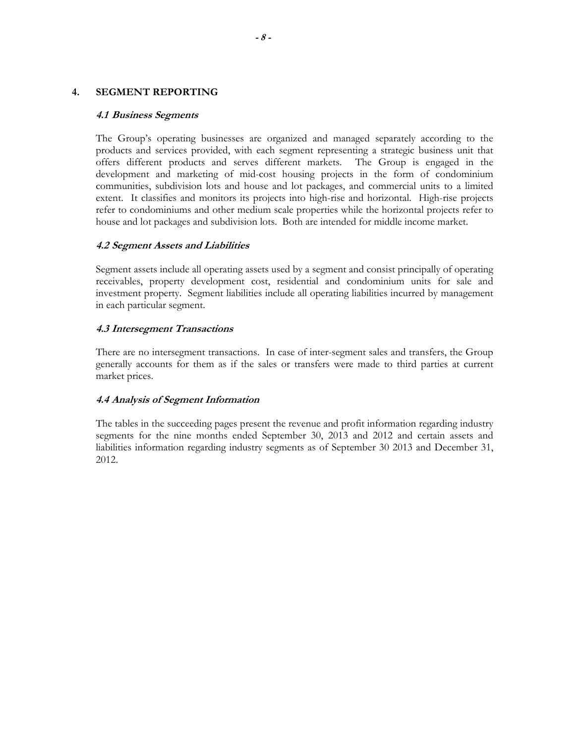## 4. SEGMENT REPORTING

### *4.1 Business Segments*

The Group's operating businesses are organized and managed separately according to the products and services provided, with each segment representing a strategic business unit that offers different products and serves different markets. The Group is engaged in the development and marketing of mid-cost housing projects in the form of condominium communities, subdivision lots and house and lot packages, and commercial units to a limited extent. It classifies and monitors its projects into high-rise and horizontal. High-rise projects refer to condominiums and other medium scale properties while the horizontal projects refer to house and lot packages and subdivision lots. Both are intended for middle income market.

### *4.2 Segment Assets and Liabilities*

Segment assets include all operating assets used by a segment and consist principally of operating receivables, property development cost, residential and condominium units for sale and investment property. Segment liabilities include all operating liabilities incurred by management in each particular segment.

### *4.3 Intersegment Transactions*

There are no intersegment transactions. In case of inter-segment sales and transfers, the Group generally accounts for them as if the sales or transfers were made to third parties at current market prices.

### *4.4 Analysis of Segment Information*

The tables in the succeeding pages present the revenue and profit information regarding industry segments for the nine months ended September 30, 2013 and 2012 and certain assets and liabilities information regarding industry segments as of September 30 2013 and December 31, 2012.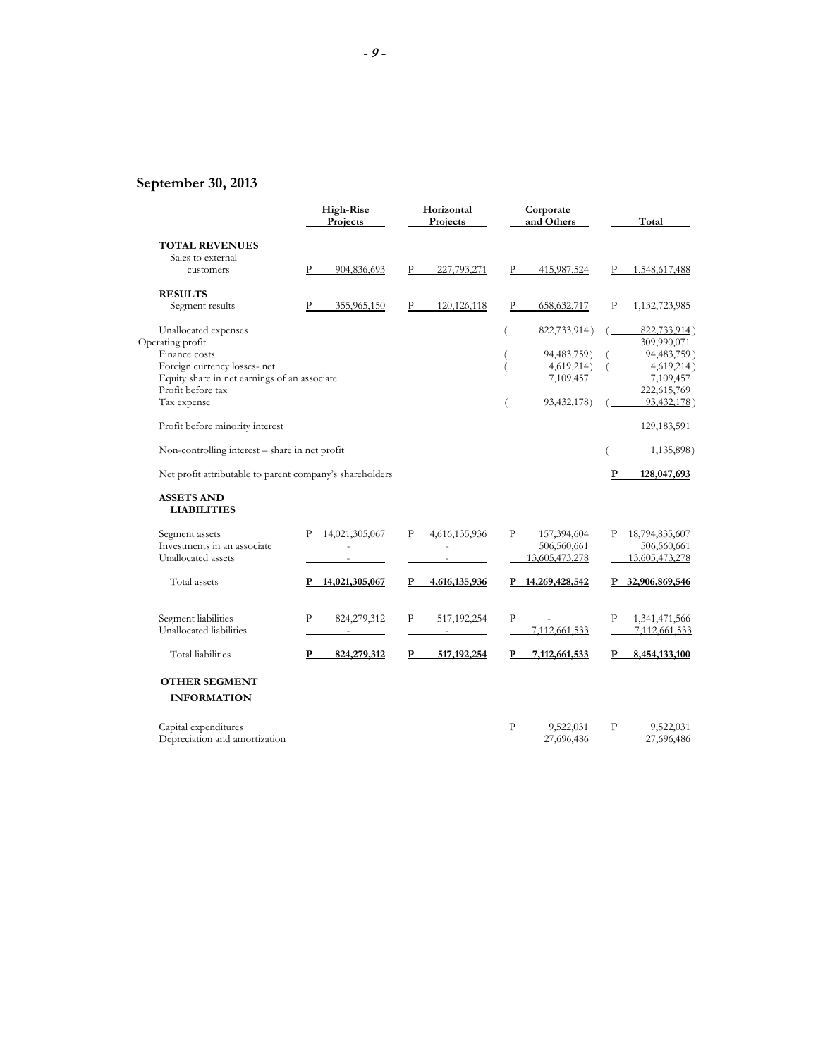## September 30, 2013

| | High-Rise Projects | Horizontal Projects | Corporate and Others | Total |
|---|---|---|---|---|
| **TOTAL REVENUES** | | | | |
| Sales to external customers | P 904,836,693 | P 227,793,271 | P 415,987,524 | P 1,548,617,488 |
| **RESULTS** | | | | |
| Segment results | P 355,965,150 | P 120,126,118 | P 658,632,717 | P 1,132,723,985 |
| Unallocated expenses | | | ( 822,733,914 ) | ( 822,733,914 ) |
| Operating profit | | | | 309,990,071 |
| Finance costs | | | ( 94,483,759) | ( 94,483,759 ) |
| Foreign currency losses- net | | | ( 4,619,214) | ( 4,619,214 ) |
| Equity share in net earnings of an associate | | | 7,109,457 | 7,109,457 |
| Profit before tax | | | | 222,615,769 |
| Tax expense | | | ( 93,432,178) | ( 93,432,178 ) |
| Profit before minority interest | | | | 129,183,591 |
| Non-controlling interest – share in net profit | | | | ( 1,135,898) |
| Net profit attributable to parent company's shareholders | | | | **P 128,047,693** |
| **ASSETS AND LIABILITIES** | | | | |
| Segment assets | P 14,021,305,067 | P 4,616,135,936 | P 157,394,604 | P 18,794,835,607 |
| Investments in an associate | - | - | 506,560,661 | 506,560,661 |
| Unallocated assets | - | - | 13,605,473,278 | 13,605,473,278 |
| Total assets | **P 14,021,305,067** | **P 4,616,135,936** | **P 14,269,428,542** | **P 32,906,869,546** |
| Segment liabilities | P 824,279,312 | P 517,192,254 | P - | P 1,341,471,566 |
| Unallocated liabilities | - | - | 7,112,661,533 | 7,112,661,533 |
| Total liabilities | **P 824,279,312** | **P 517,192,254** | **P 7,112,661,533** | **P 8,454,133,100** |
| **OTHER SEGMENT INFORMATION** | | | | |
| Capital expenditures | | | P 9,522,031 | P 9,522,031 |
| Depreciation and amortization | | | 27,696,486 | 27,696,486 |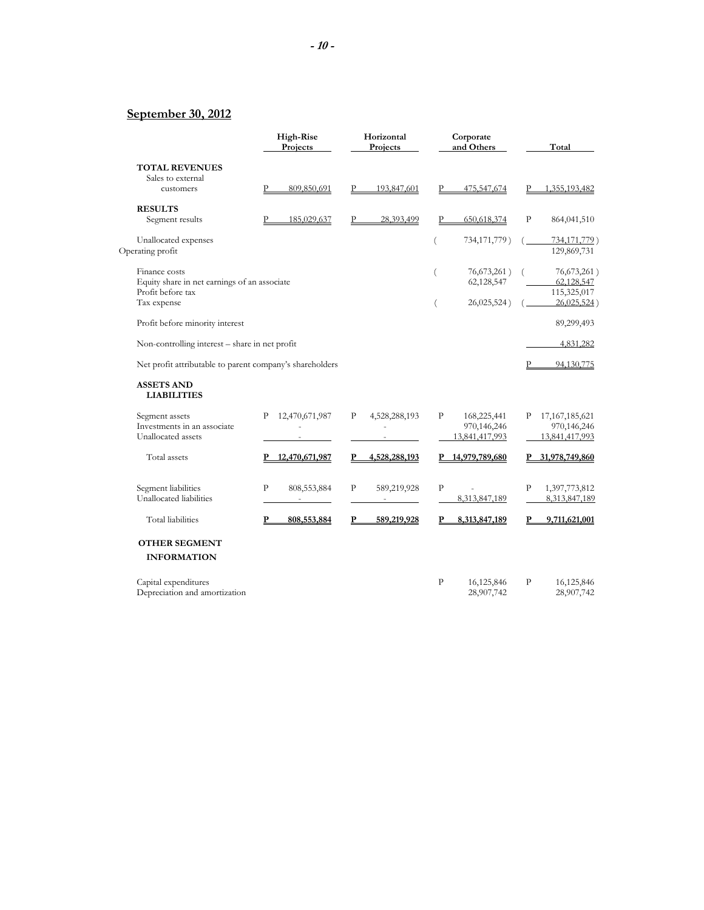**September 30, 2012**

| | High-Rise Projects | Horizontal Projects | Corporate and Others | Total |
|---|---|---|---|---|
| **TOTAL REVENUES** | | | | |
| Sales to external customers | P 809,850,691 | P 193,847,601 | P 475,547,674 | P 1,355,193,482 |
| **RESULTS** | | | | |
| Segment results | P 185,029,637 | P 28,393,499 | P 650,618,374 | P 864,041,510 |
| Unallocated expenses | | | ( 734,171,779 ) | ( 734,171,779 ) |
| Operating profit | | | | 129,869,731 |
| Finance costs | | | ( 76,673,261 ) | ( 76,673,261 ) |
| Equity share in net earnings of an associate | | | 62,128,547 | 62,128,547 |
| Profit before tax | | | | 115,325,017 |
| Tax expense | | | ( 26,025,524 ) | ( 26,025,524 ) |
| Profit before minority interest | | | | 89,299,493 |
| Non-controlling interest – share in net profit | | | | 4,831,282 |
| Net profit attributable to parent company's shareholders | | | | P 94,130,775 |
| **ASSETS AND LIABILITIES** | | | | |
| Segment assets | P 12,470,671,987 | P 4,528,288,193 | P 168,225,441 | P 17,167,185,621 |
| Investments in an associate | - | - | 970,146,246 | 970,146,246 |
| Unallocated assets | - | - | 13,841,417,993 | 13,841,417,993 |
| Total assets | **P 12,470,671,987** | **P 4,528,288,193** | **P 14,979,789,680** | **P 31,978,749,860** |
| Segment liabilities | P 808,553,884 | P 589,219,928 | P - | P 1,397,773,812 |
| Unallocated liabilities | - | - | 8,313,847,189 | 8,313,847,189 |
| Total liabilities | **P 808,553,884** | **P 589,219,928** | **P 8,313,847,189** | **P 9,711,621,001** |
| **OTHER SEGMENT INFORMATION** | | | | |
| Capital expenditures | | | P 16,125,846 | P 16,125,846 |
| Depreciation and amortization | | | 28,907,742 | 28,907,742 |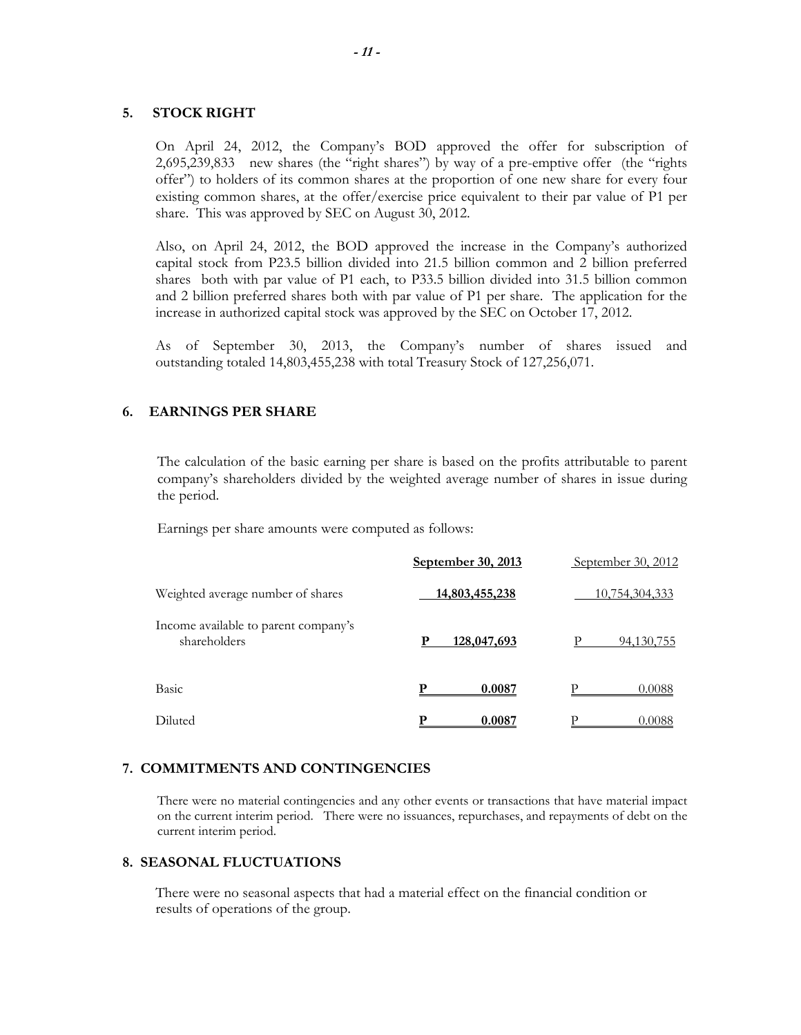## 5. STOCK RIGHT

On April 24, 2012, the Company's BOD approved the offer for subscription of 2,695,239,833 new shares (the "right shares") by way of a pre-emptive offer (the "rights offer") to holders of its common shares at the proportion of one new share for every four existing common shares, at the offer/exercise price equivalent to their par value of P1 per share. This was approved by SEC on August 30, 2012.

Also, on April 24, 2012, the BOD approved the increase in the Company's authorized capital stock from P23.5 billion divided into 21.5 billion common and 2 billion preferred shares both with par value of P1 each, to P33.5 billion divided into 31.5 billion common and 2 billion preferred shares both with par value of P1 per share. The application for the increase in authorized capital stock was approved by the SEC on October 17, 2012.

As of September 30, 2013, the Company's number of shares issued and outstanding totaled 14,803,455,238 with total Treasury Stock of 127,256,071.

## 6. EARNINGS PER SHARE

The calculation of the basic earning per share is based on the profits attributable to parent company's shareholders divided by the weighted average number of shares in issue during the period.

Earnings per share amounts were computed as follows:

| | **September 30, 2013** | September 30, 2012 |
|---|---|---|
| Weighted average number of shares | **14,803,455,238** | 10,754,304,333 |
| Income available to parent company's shareholders | **P 128,047,693** | P 94,130,755 |
| Basic | **P 0.0087** | P 0.0088 |
| Diluted | **P 0.0087** | P 0.0088 |

## 7. COMMITMENTS AND CONTINGENCIES

There were no material contingencies and any other events or transactions that have material impact on the current interim period. There were no issuances, repurchases, and repayments of debt on the current interim period.

## 8. SEASONAL FLUCTUATIONS

There were no seasonal aspects that had a material effect on the financial condition or results of operations of the group.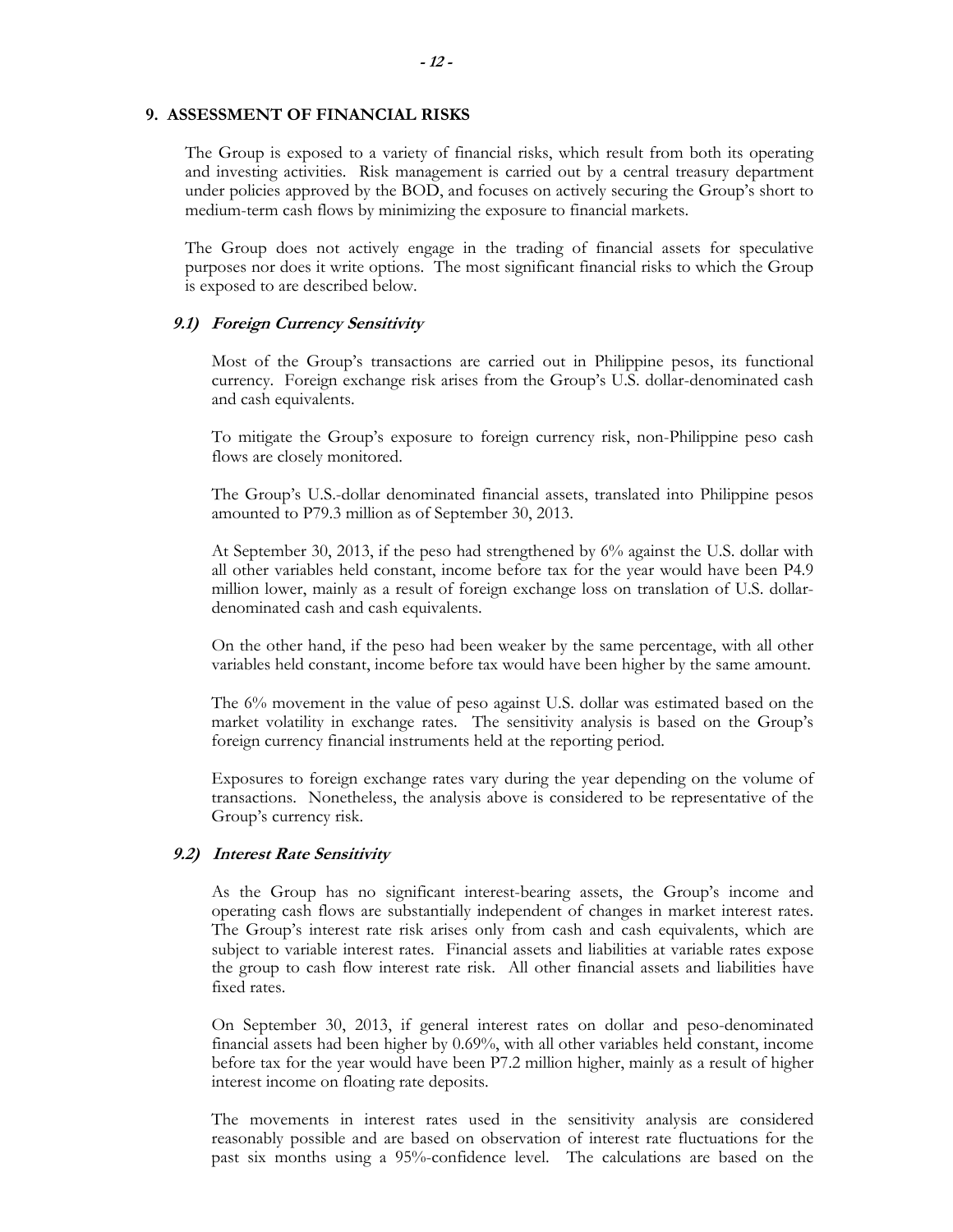## 9. ASSESSMENT OF FINANCIAL RISKS

The Group is exposed to a variety of financial risks, which result from both its operating and investing activities. Risk management is carried out by a central treasury department under policies approved by the BOD, and focuses on actively securing the Group's short to medium-term cash flows by minimizing the exposure to financial markets.

The Group does not actively engage in the trading of financial assets for speculative purposes nor does it write options. The most significant financial risks to which the Group is exposed to are described below.

### *9.1) Foreign Currency Sensitivity*

Most of the Group's transactions are carried out in Philippine pesos, its functional currency. Foreign exchange risk arises from the Group's U.S. dollar-denominated cash and cash equivalents.

To mitigate the Group's exposure to foreign currency risk, non-Philippine peso cash flows are closely monitored.

The Group's U.S.-dollar denominated financial assets, translated into Philippine pesos amounted to P79.3 million as of September 30, 2013.

At September 30, 2013, if the peso had strengthened by 6% against the U.S. dollar with all other variables held constant, income before tax for the year would have been P4.9 million lower, mainly as a result of foreign exchange loss on translation of U.S. dollar-denominated cash and cash equivalents.

On the other hand, if the peso had been weaker by the same percentage, with all other variables held constant, income before tax would have been higher by the same amount.

The 6% movement in the value of peso against U.S. dollar was estimated based on the market volatility in exchange rates. The sensitivity analysis is based on the Group's foreign currency financial instruments held at the reporting period.

Exposures to foreign exchange rates vary during the year depending on the volume of transactions. Nonetheless, the analysis above is considered to be representative of the Group's currency risk.

### *9.2) Interest Rate Sensitivity*

As the Group has no significant interest-bearing assets, the Group's income and operating cash flows are substantially independent of changes in market interest rates. The Group's interest rate risk arises only from cash and cash equivalents, which are subject to variable interest rates. Financial assets and liabilities at variable rates expose the group to cash flow interest rate risk. All other financial assets and liabilities have fixed rates.

On September 30, 2013, if general interest rates on dollar and peso-denominated financial assets had been higher by 0.69%, with all other variables held constant, income before tax for the year would have been P7.2 million higher, mainly as a result of higher interest income on floating rate deposits.

The movements in interest rates used in the sensitivity analysis are considered reasonably possible and are based on observation of interest rate fluctuations for the past six months using a 95%-confidence level. The calculations are based on the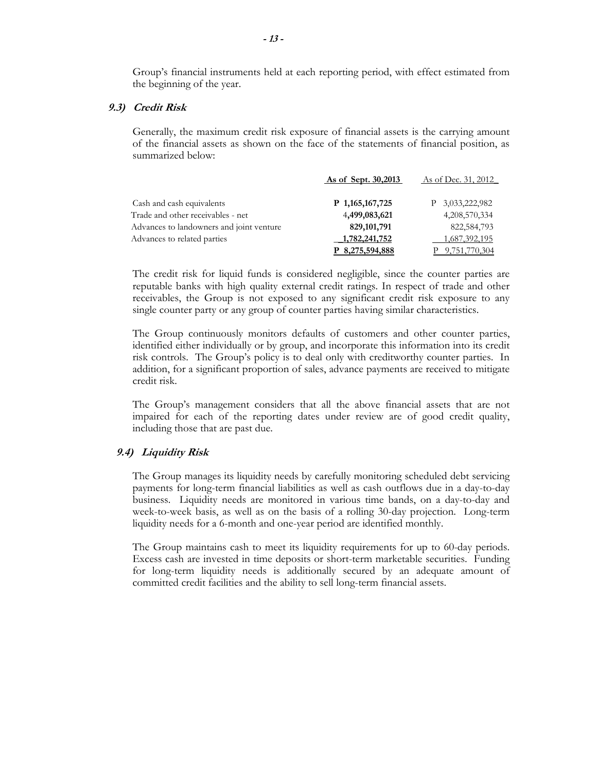Group's financial instruments held at each reporting period, with effect estimated from the beginning of the year.

### *9.3) Credit Risk*

Generally, the maximum credit risk exposure of financial assets is the carrying amount of the financial assets as shown on the face of the statements of financial position, as summarized below:

| | As of Sept. 30,2013 | As of Dec. 31, 2012 |
|---|---|---|
| Cash and cash equivalents | P 1,165,167,725 | P 3,033,222,982 |
| Trade and other receivables - net | 4,499,083,621 | 4,208,570,334 |
| Advances to landowners and joint venture | 829,101,791 | 822,584,793 |
| Advances to related parties | 1,782,241,752 | 1,687,392,195 |
| | P 8,275,594,888 | P 9,751,770,304 |

The credit risk for liquid funds is considered negligible, since the counter parties are reputable banks with high quality external credit ratings. In respect of trade and other receivables, the Group is not exposed to any significant credit risk exposure to any single counter party or any group of counter parties having similar characteristics.

The Group continuously monitors defaults of customers and other counter parties, identified either individually or by group, and incorporate this information into its credit risk controls. The Group's policy is to deal only with creditworthy counter parties. In addition, for a significant proportion of sales, advance payments are received to mitigate credit risk.

The Group's management considers that all the above financial assets that are not impaired for each of the reporting dates under review are of good credit quality, including those that are past due.

### *9.4) Liquidity Risk*

The Group manages its liquidity needs by carefully monitoring scheduled debt servicing payments for long-term financial liabilities as well as cash outflows due in a day-to-day business. Liquidity needs are monitored in various time bands, on a day-to-day and week-to-week basis, as well as on the basis of a rolling 30-day projection. Long-term liquidity needs for a 6-month and one-year period are identified monthly.

The Group maintains cash to meet its liquidity requirements for up to 60-day periods. Excess cash are invested in time deposits or short-term marketable securities. Funding for long-term liquidity needs is additionally secured by an adequate amount of committed credit facilities and the ability to sell long-term financial assets.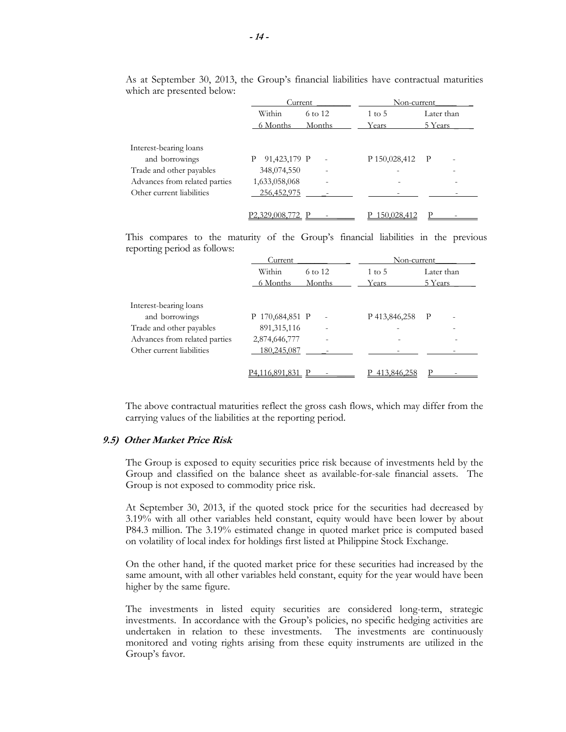As at September 30, 2013, the Group's financial liabilities have contractual maturities which are presented below:

| | Current | | Non-current | |
|---|---|---|---|---|
| | Within 6 Months | 6 to 12 Months | 1 to 5 Years | Later than 5 Years |
| Interest-bearing loans and borrowings | P 91,423,179 | P - | P 150,028,412 | P - |
| Trade and other payables | 348,074,550 | - | - | - |
| Advances from related parties | 1,633,058,068 | - | - | - |
| Other current liabilities | 256,452,975 | - | - | - |
| | P2,329,008,772 | P - | P 150,028,412 | P - |

This compares to the maturity of the Group's financial liabilities in the previous reporting period as follows:

| | Current | | Non-current | |
|---|---|---|---|---|
| | Within 6 Months | 6 to 12 Months | 1 to 5 Years | Later than 5 Years |
| Interest-bearing loans and borrowings | P 170,684,851 | P - | P 413,846,258 | P - |
| Trade and other payables | 891,315,116 | - | - | - |
| Advances from related parties | 2,874,646,777 | - | - | - |
| Other current liabilities | 180,245,087 | - | - | - |
| | P4,116,891,831 | P - | P 413,846,258 | P - |

The above contractual maturities reflect the gross cash flows, which may differ from the carrying values of the liabilities at the reporting period.

### *9.5) Other Market Price Risk*

The Group is exposed to equity securities price risk because of investments held by the Group and classified on the balance sheet as available-for-sale financial assets. The Group is not exposed to commodity price risk.

At September 30, 2013, if the quoted stock price for the securities had decreased by 3.19% with all other variables held constant, equity would have been lower by about P84.3 million. The 3.19% estimated change in quoted market price is computed based on volatility of local index for holdings first listed at Philippine Stock Exchange.

On the other hand, if the quoted market price for these securities had increased by the same amount, with all other variables held constant, equity for the year would have been higher by the same figure.

The investments in listed equity securities are considered long-term, strategic investments. In accordance with the Group's policies, no specific hedging activities are undertaken in relation to these investments. The investments are continuously monitored and voting rights arising from these equity instruments are utilized in the Group's favor.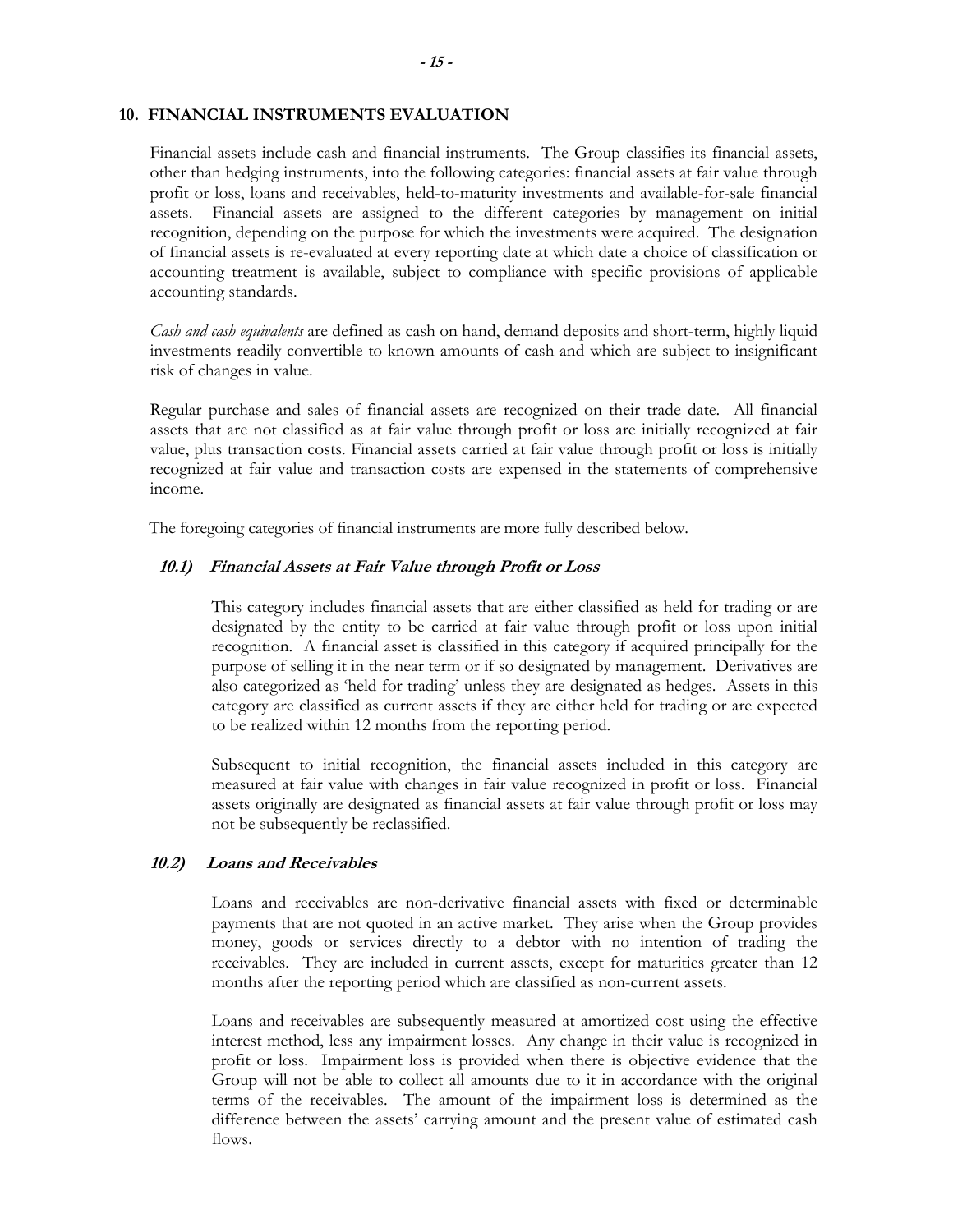## 10. FINANCIAL INSTRUMENTS EVALUATION

Financial assets include cash and financial instruments. The Group classifies its financial assets, other than hedging instruments, into the following categories: financial assets at fair value through profit or loss, loans and receivables, held-to-maturity investments and available-for-sale financial assets. Financial assets are assigned to the different categories by management on initial recognition, depending on the purpose for which the investments were acquired. The designation of financial assets is re-evaluated at every reporting date at which date a choice of classification or accounting treatment is available, subject to compliance with specific provisions of applicable accounting standards.

*Cash and cash equivalents* are defined as cash on hand, demand deposits and short-term, highly liquid investments readily convertible to known amounts of cash and which are subject to insignificant risk of changes in value.

Regular purchase and sales of financial assets are recognized on their trade date. All financial assets that are not classified as at fair value through profit or loss are initially recognized at fair value, plus transaction costs. Financial assets carried at fair value through profit or loss is initially recognized at fair value and transaction costs are expensed in the statements of comprehensive income.

The foregoing categories of financial instruments are more fully described below.

### *10.1) Financial Assets at Fair Value through Profit or Loss*

This category includes financial assets that are either classified as held for trading or are designated by the entity to be carried at fair value through profit or loss upon initial recognition. A financial asset is classified in this category if acquired principally for the purpose of selling it in the near term or if so designated by management. Derivatives are also categorized as 'held for trading' unless they are designated as hedges. Assets in this category are classified as current assets if they are either held for trading or are expected to be realized within 12 months from the reporting period.

Subsequent to initial recognition, the financial assets included in this category are measured at fair value with changes in fair value recognized in profit or loss. Financial assets originally are designated as financial assets at fair value through profit or loss may not be subsequently be reclassified.

### *10.2) Loans and Receivables*

Loans and receivables are non-derivative financial assets with fixed or determinable payments that are not quoted in an active market. They arise when the Group provides money, goods or services directly to a debtor with no intention of trading the receivables. They are included in current assets, except for maturities greater than 12 months after the reporting period which are classified as non-current assets.

Loans and receivables are subsequently measured at amortized cost using the effective interest method, less any impairment losses. Any change in their value is recognized in profit or loss. Impairment loss is provided when there is objective evidence that the Group will not be able to collect all amounts due to it in accordance with the original terms of the receivables. The amount of the impairment loss is determined as the difference between the assets' carrying amount and the present value of estimated cash flows.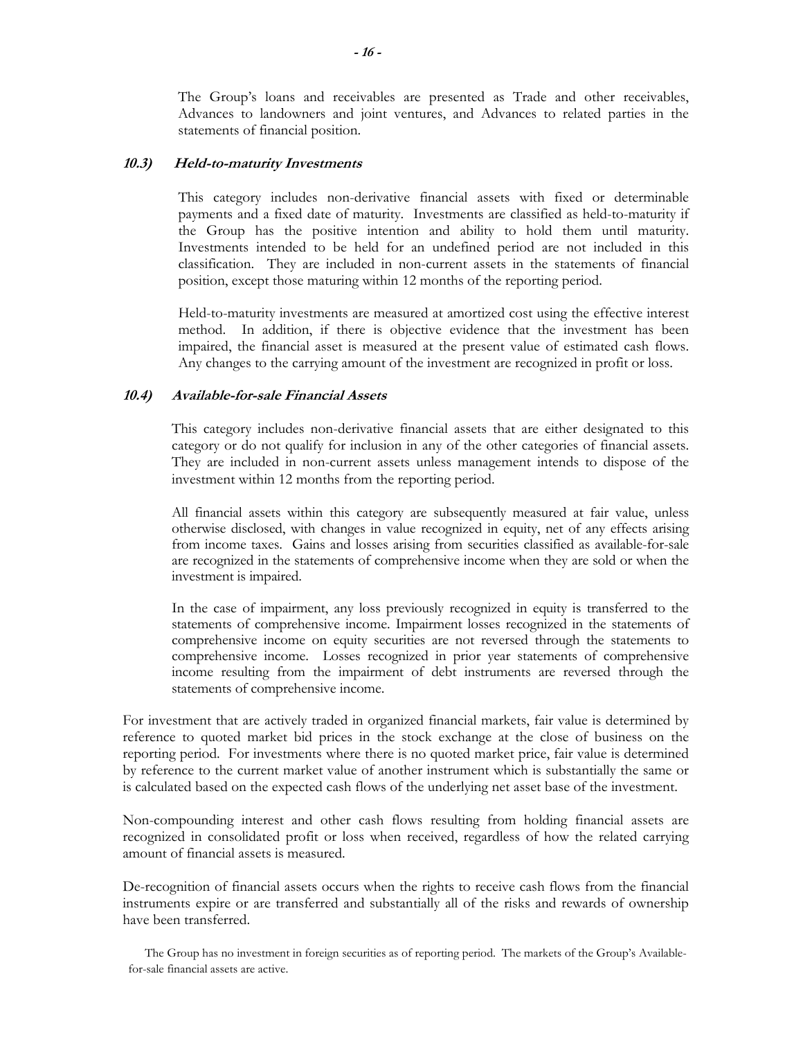The Group's loans and receivables are presented as Trade and other receivables, Advances to landowners and joint ventures, and Advances to related parties in the statements of financial position.

### *10.3) Held-to-maturity Investments*

This category includes non-derivative financial assets with fixed or determinable payments and a fixed date of maturity. Investments are classified as held-to-maturity if the Group has the positive intention and ability to hold them until maturity. Investments intended to be held for an undefined period are not included in this classification. They are included in non-current assets in the statements of financial position, except those maturing within 12 months of the reporting period.

Held-to-maturity investments are measured at amortized cost using the effective interest method. In addition, if there is objective evidence that the investment has been impaired, the financial asset is measured at the present value of estimated cash flows. Any changes to the carrying amount of the investment are recognized in profit or loss.

### *10.4) Available-for-sale Financial Assets*

This category includes non-derivative financial assets that are either designated to this category or do not qualify for inclusion in any of the other categories of financial assets. They are included in non-current assets unless management intends to dispose of the investment within 12 months from the reporting period.

All financial assets within this category are subsequently measured at fair value, unless otherwise disclosed, with changes in value recognized in equity, net of any effects arising from income taxes. Gains and losses arising from securities classified as available-for-sale are recognized in the statements of comprehensive income when they are sold or when the investment is impaired.

In the case of impairment, any loss previously recognized in equity is transferred to the statements of comprehensive income. Impairment losses recognized in the statements of comprehensive income on equity securities are not reversed through the statements to comprehensive income. Losses recognized in prior year statements of comprehensive income resulting from the impairment of debt instruments are reversed through the statements of comprehensive income.

For investment that are actively traded in organized financial markets, fair value is determined by reference to quoted market bid prices in the stock exchange at the close of business on the reporting period. For investments where there is no quoted market price, fair value is determined by reference to the current market value of another instrument which is substantially the same or is calculated based on the expected cash flows of the underlying net asset base of the investment.

Non-compounding interest and other cash flows resulting from holding financial assets are recognized in consolidated profit or loss when received, regardless of how the related carrying amount of financial assets is measured.

De-recognition of financial assets occurs when the rights to receive cash flows from the financial instruments expire or are transferred and substantially all of the risks and rewards of ownership have been transferred.

The Group has no investment in foreign securities as of reporting period. The markets of the Group's Available-for-sale financial assets are active.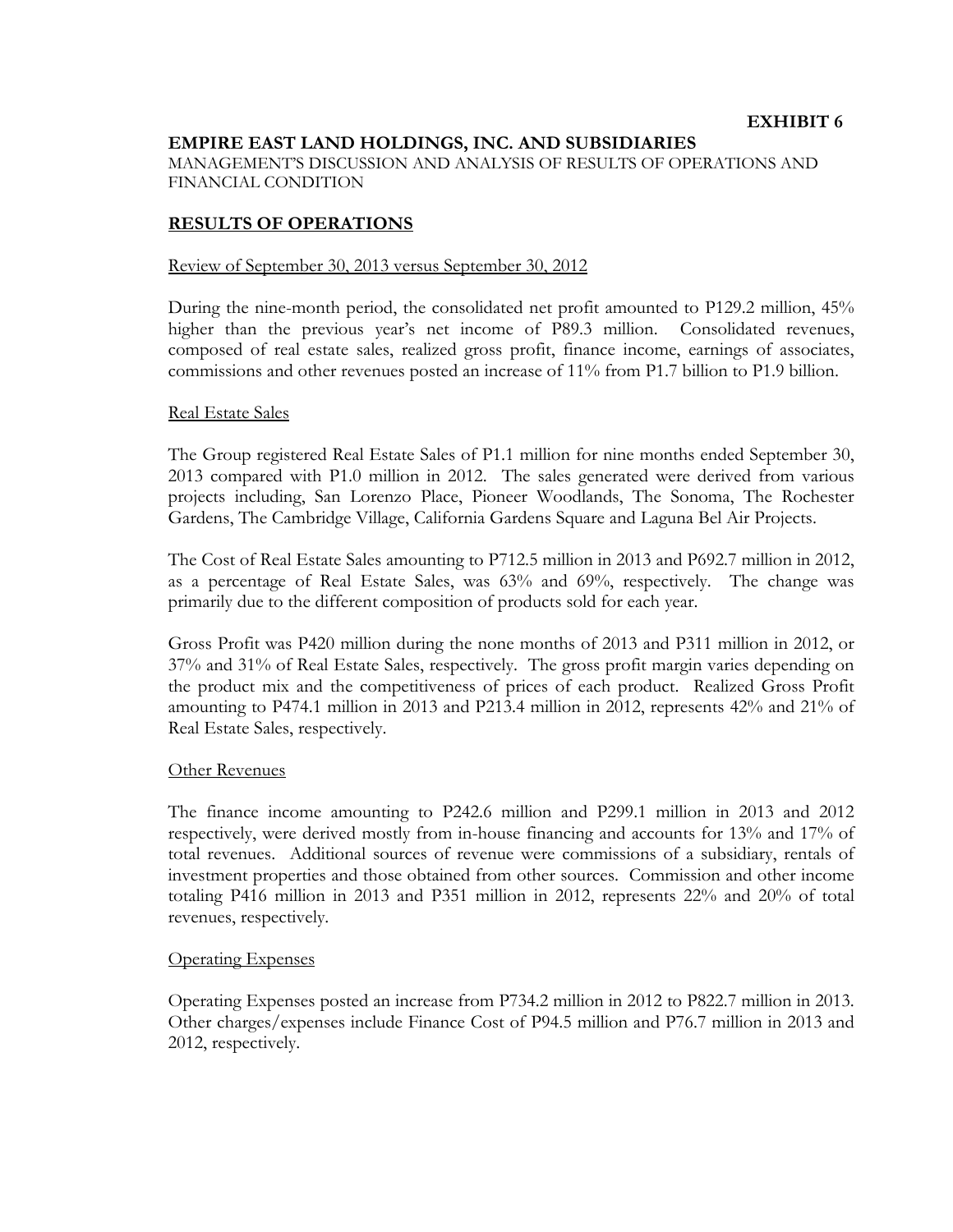**EXHIBIT 6**

**EMPIRE EAST LAND HOLDINGS, INC. AND SUBSIDIARIES**

MANAGEMENT'S DISCUSSION AND ANALYSIS OF RESULTS OF OPERATIONS AND FINANCIAL CONDITION

## RESULTS OF OPERATIONS

Review of September 30, 2013 versus September 30, 2012

During the nine-month period, the consolidated net profit amounted to P129.2 million, 45% higher than the previous year's net income of P89.3 million. Consolidated revenues, composed of real estate sales, realized gross profit, finance income, earnings of associates, commissions and other revenues posted an increase of 11% from P1.7 billion to P1.9 billion.

Real Estate Sales

The Group registered Real Estate Sales of P1.1 million for nine months ended September 30, 2013 compared with P1.0 million in 2012. The sales generated were derived from various projects including, San Lorenzo Place, Pioneer Woodlands, The Sonoma, The Rochester Gardens, The Cambridge Village, California Gardens Square and Laguna Bel Air Projects.

The Cost of Real Estate Sales amounting to P712.5 million in 2013 and P692.7 million in 2012, as a percentage of Real Estate Sales, was 63% and 69%, respectively. The change was primarily due to the different composition of products sold for each year.

Gross Profit was P420 million during the none months of 2013 and P311 million in 2012, or 37% and 31% of Real Estate Sales, respectively. The gross profit margin varies depending on the product mix and the competitiveness of prices of each product. Realized Gross Profit amounting to P474.1 million in 2013 and P213.4 million in 2012, represents 42% and 21% of Real Estate Sales, respectively.

Other Revenues

The finance income amounting to P242.6 million and P299.1 million in 2013 and 2012 respectively, were derived mostly from in-house financing and accounts for 13% and 17% of total revenues. Additional sources of revenue were commissions of a subsidiary, rentals of investment properties and those obtained from other sources. Commission and other income totaling P416 million in 2013 and P351 million in 2012, represents 22% and 20% of total revenues, respectively.

Operating Expenses

Operating Expenses posted an increase from P734.2 million in 2012 to P822.7 million in 2013. Other charges/expenses include Finance Cost of P94.5 million and P76.7 million in 2013 and 2012, respectively.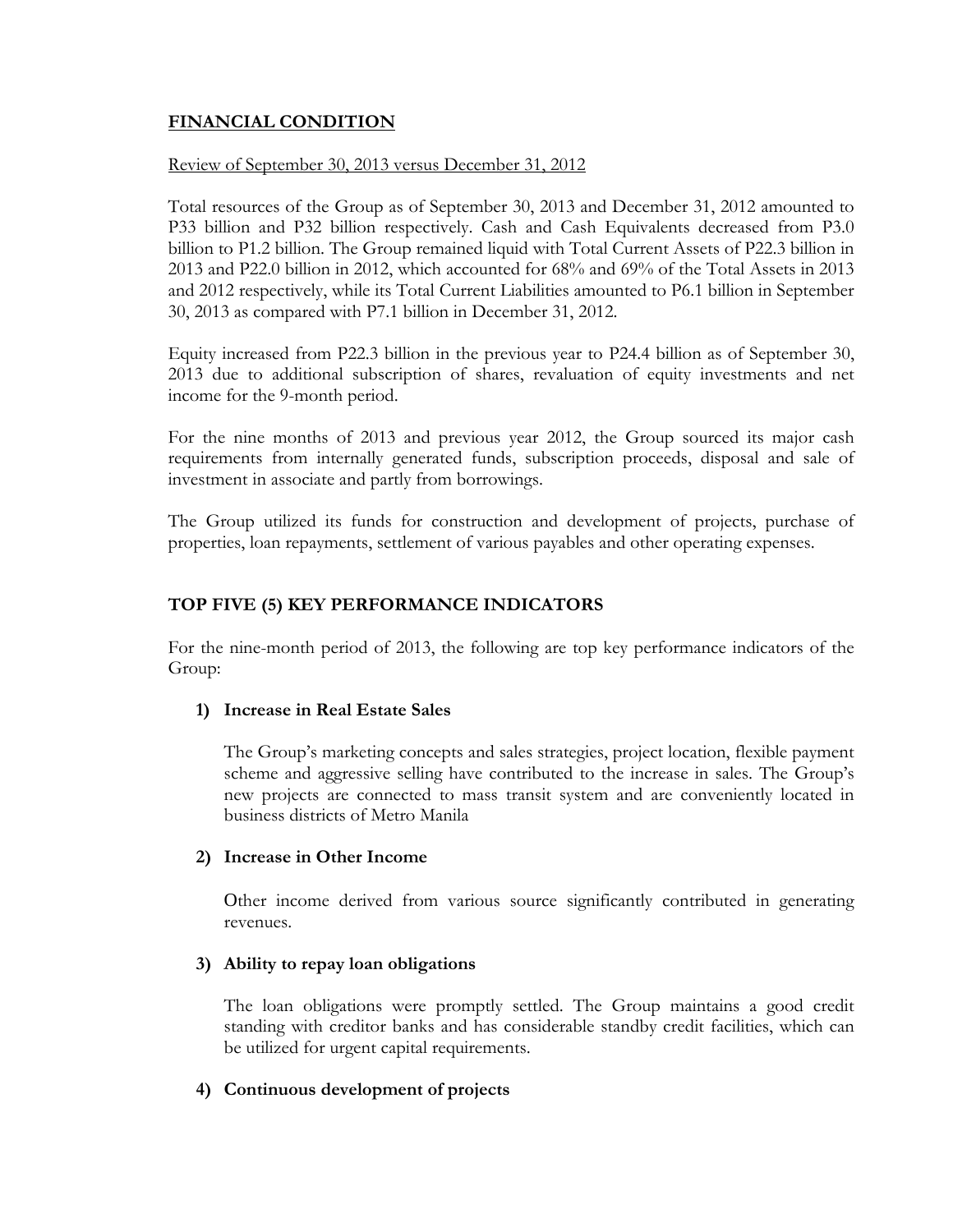## FINANCIAL CONDITION

Review of September 30, 2013 versus December 31, 2012

Total resources of the Group as of September 30, 2013 and December 31, 2012 amounted to P33 billion and P32 billion respectively. Cash and Cash Equivalents decreased from P3.0 billion to P1.2 billion. The Group remained liquid with Total Current Assets of P22.3 billion in 2013 and P22.0 billion in 2012, which accounted for 68% and 69% of the Total Assets in 2013 and 2012 respectively, while its Total Current Liabilities amounted to P6.1 billion in September 30, 2013 as compared with P7.1 billion in December 31, 2012.

Equity increased from P22.3 billion in the previous year to P24.4 billion as of September 30, 2013 due to additional subscription of shares, revaluation of equity investments and net income for the 9-month period.

For the nine months of 2013 and previous year 2012, the Group sourced its major cash requirements from internally generated funds, subscription proceeds, disposal and sale of investment in associate and partly from borrowings.

The Group utilized its funds for construction and development of projects, purchase of properties, loan repayments, settlement of various payables and other operating expenses.

## TOP FIVE (5) KEY PERFORMANCE INDICATORS

For the nine-month period of 2013, the following are top key performance indicators of the Group:

1) **Increase in Real Estate Sales**

   The Group's marketing concepts and sales strategies, project location, flexible payment scheme and aggressive selling have contributed to the increase in sales. The Group's new projects are connected to mass transit system and are conveniently located in business districts of Metro Manila

2) **Increase in Other Income**

   Other income derived from various source significantly contributed in generating revenues.

3) **Ability to repay loan obligations**

   The loan obligations were promptly settled. The Group maintains a good credit standing with creditor banks and has considerable standby credit facilities, which can be utilized for urgent capital requirements.

4) **Continuous development of projects**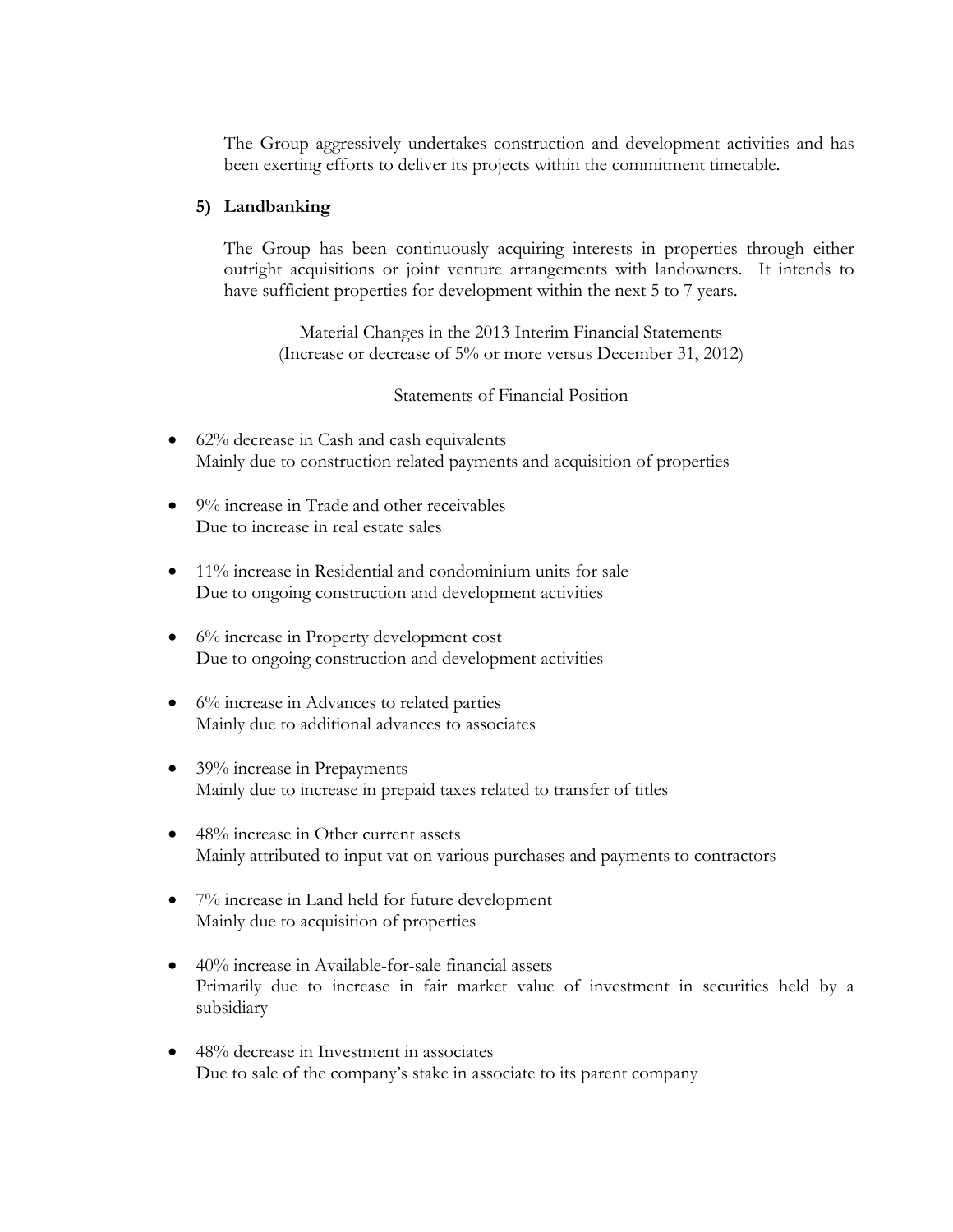The Group aggressively undertakes construction and development activities and has been exerting efforts to deliver its projects within the commitment timetable.

**5) Landbanking**

The Group has been continuously acquiring interests in properties through either outright acquisitions or joint venture arrangements with landowners. It intends to have sufficient properties for development within the next 5 to 7 years.

Material Changes in the 2013 Interim Financial Statements
(Increase or decrease of 5% or more versus December 31, 2012)

Statements of Financial Position

- 62% decrease in Cash and cash equivalents
  Mainly due to construction related payments and acquisition of properties

- 9% increase in Trade and other receivables
  Due to increase in real estate sales

- 11% increase in Residential and condominium units for sale
  Due to ongoing construction and development activities

- 6% increase in Property development cost
  Due to ongoing construction and development activities

- 6% increase in Advances to related parties
  Mainly due to additional advances to associates

- 39% increase in Prepayments
  Mainly due to increase in prepaid taxes related to transfer of titles

- 48% increase in Other current assets
  Mainly attributed to input vat on various purchases and payments to contractors

- 7% increase in Land held for future development
  Mainly due to acquisition of properties

- 40% increase in Available-for-sale financial assets
  Primarily due to increase in fair market value of investment in securities held by a subsidiary

- 48% decrease in Investment in associates
  Due to sale of the company's stake in associate to its parent company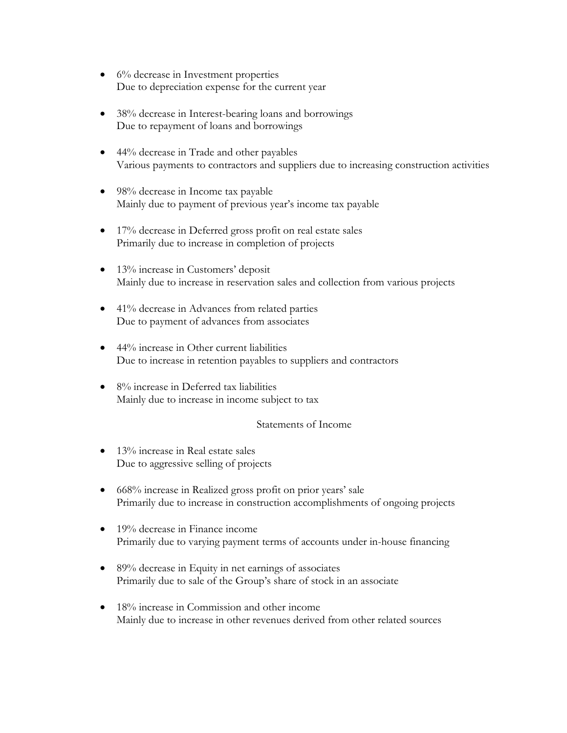- 6% decrease in Investment properties
  Due to depreciation expense for the current year

- 38% decrease in Interest-bearing loans and borrowings
  Due to repayment of loans and borrowings

- 44% decrease in Trade and other payables
  Various payments to contractors and suppliers due to increasing construction activities

- 98% decrease in Income tax payable
  Mainly due to payment of previous year's income tax payable

- 17% decrease in Deferred gross profit on real estate sales
  Primarily due to increase in completion of projects

- 13% increase in Customers' deposit
  Mainly due to increase in reservation sales and collection from various projects

- 41% decrease in Advances from related parties
  Due to payment of advances from associates

- 44% increase in Other current liabilities
  Due to increase in retention payables to suppliers and contractors

- 8% increase in Deferred tax liabilities
  Mainly due to increase in income subject to tax

## Statements of Income

- 13% increase in Real estate sales
  Due to aggressive selling of projects

- 668% increase in Realized gross profit on prior years' sale
  Primarily due to increase in construction accomplishments of ongoing projects

- 19% decrease in Finance income
  Primarily due to varying payment terms of accounts under in-house financing

- 89% decrease in Equity in net earnings of associates
  Primarily due to sale of the Group's share of stock in an associate

- 18% increase in Commission and other income
  Mainly due to increase in other revenues derived from other related sources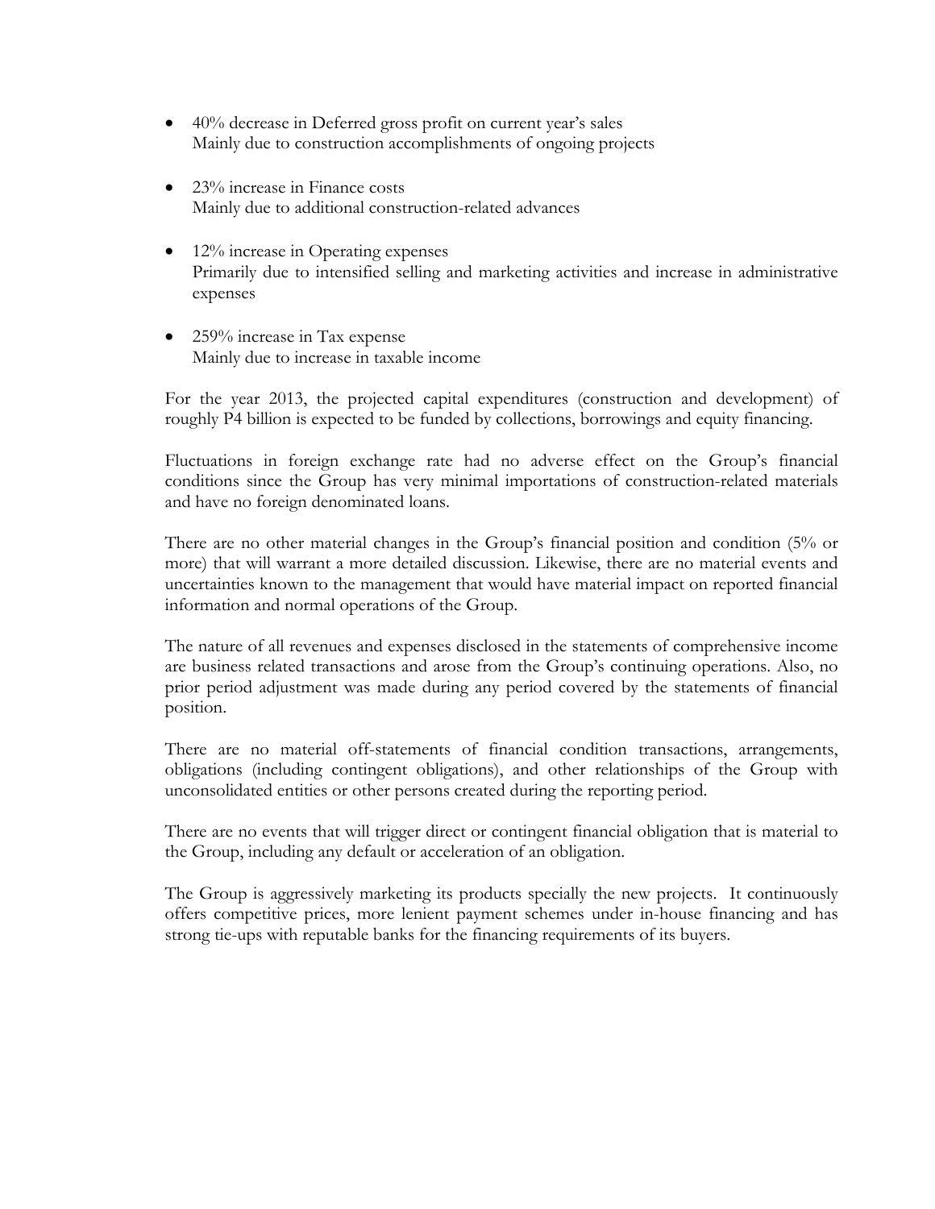- 40% decrease in Deferred gross profit on current year's sales
  Mainly due to construction accomplishments of ongoing projects

- 23% increase in Finance costs
  Mainly due to additional construction-related advances

- 12% increase in Operating expenses
  Primarily due to intensified selling and marketing activities and increase in administrative expenses

- 259% increase in Tax expense
  Mainly due to increase in taxable income

For the year 2013, the projected capital expenditures (construction and development) of roughly P4 billion is expected to be funded by collections, borrowings and equity financing.

Fluctuations in foreign exchange rate had no adverse effect on the Group's financial conditions since the Group has very minimal importations of construction-related materials and have no foreign denominated loans.

There are no other material changes in the Group's financial position and condition (5% or more) that will warrant a more detailed discussion. Likewise, there are no material events and uncertainties known to the management that would have material impact on reported financial information and normal operations of the Group.

The nature of all revenues and expenses disclosed in the statements of comprehensive income are business related transactions and arose from the Group's continuing operations. Also, no prior period adjustment was made during any period covered by the statements of financial position.

There are no material off-statements of financial condition transactions, arrangements, obligations (including contingent obligations), and other relationships of the Group with unconsolidated entities or other persons created during the reporting period.

There are no events that will trigger direct or contingent financial obligation that is material to the Group, including any default or acceleration of an obligation.

The Group is aggressively marketing its products specially the new projects. It continuously offers competitive prices, more lenient payment schemes under in-house financing and has strong tie-ups with reputable banks for the financing requirements of its buyers.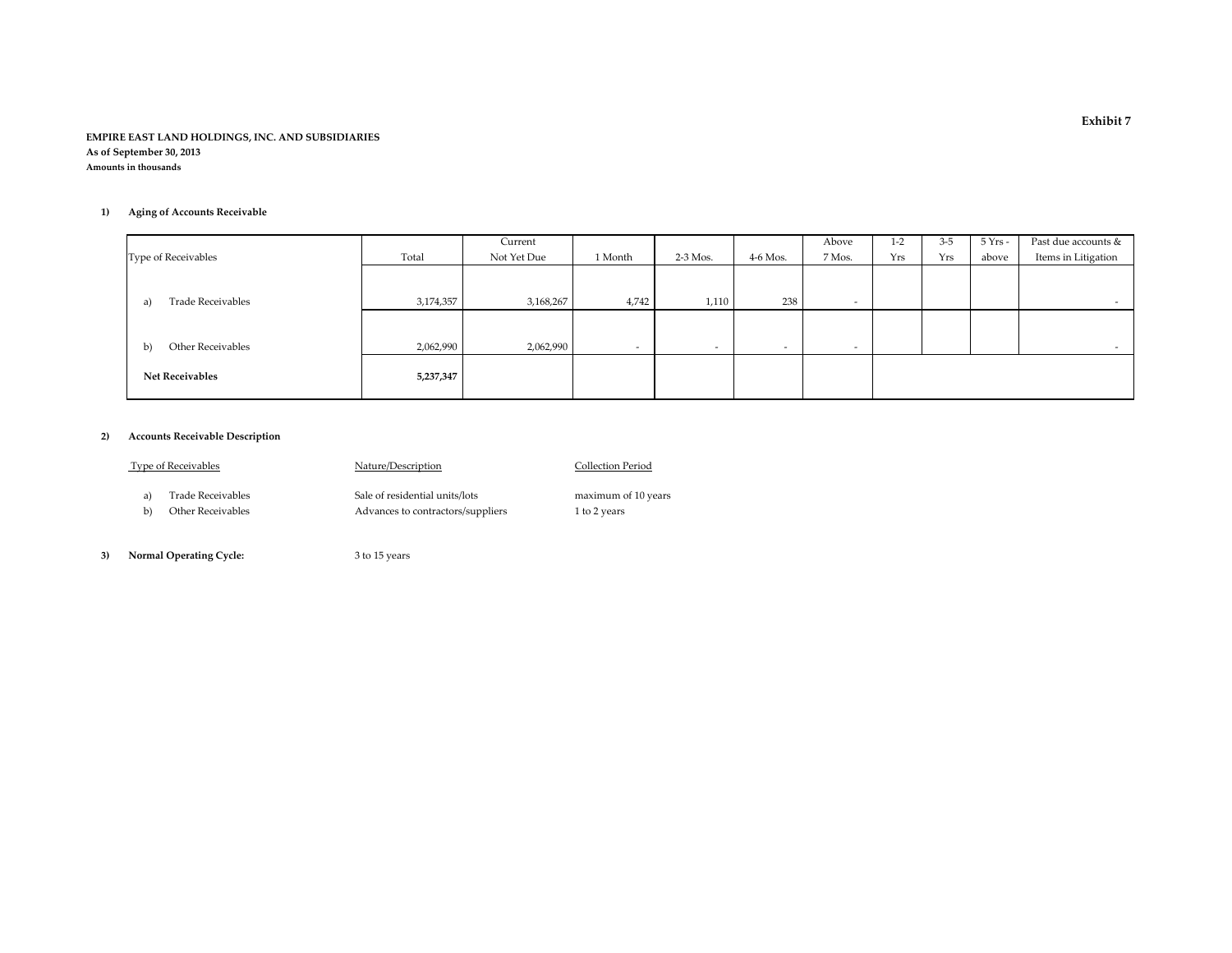**Exhibit 7**

**EMPIRE EAST LAND HOLDINGS, INC. AND SUBSIDIARIES**
**As of September 30, 2013**
**Amounts in thousands**

**1) Aging of Accounts Receivable**

| Type of Receivables | Total | Current Not Yet Due | 1 Month | 2-3 Mos. | 4-6 Mos. | Above 7 Mos. | 1-2 Yrs | 3-5 Yrs | 5 Yrs - above | Past due accounts & Items in Litigation |
|---|---|---|---|---|---|---|---|---|---|---|
| a) Trade Receivables | 3,174,357 | 3,168,267 | 4,742 | 1,110 | 238 | - | | | | - |
| b) Other Receivables | 2,062,990 | 2,062,990 | - | - | - | - | | | | - |
| **Net Receivables** | **5,237,347** | | | | | | | | | |

**2) Accounts Receivable Description**

| Type of Receivables | Nature/Description | Collection Period |
|---|---|---|
| a) Trade Receivables | Sale of residential units/lots | maximum of 10 years |
| b) Other Receivables | Advances to contractors/suppliers | 1 to 2 years |

**3) Normal Operating Cycle:** 3 to 15 years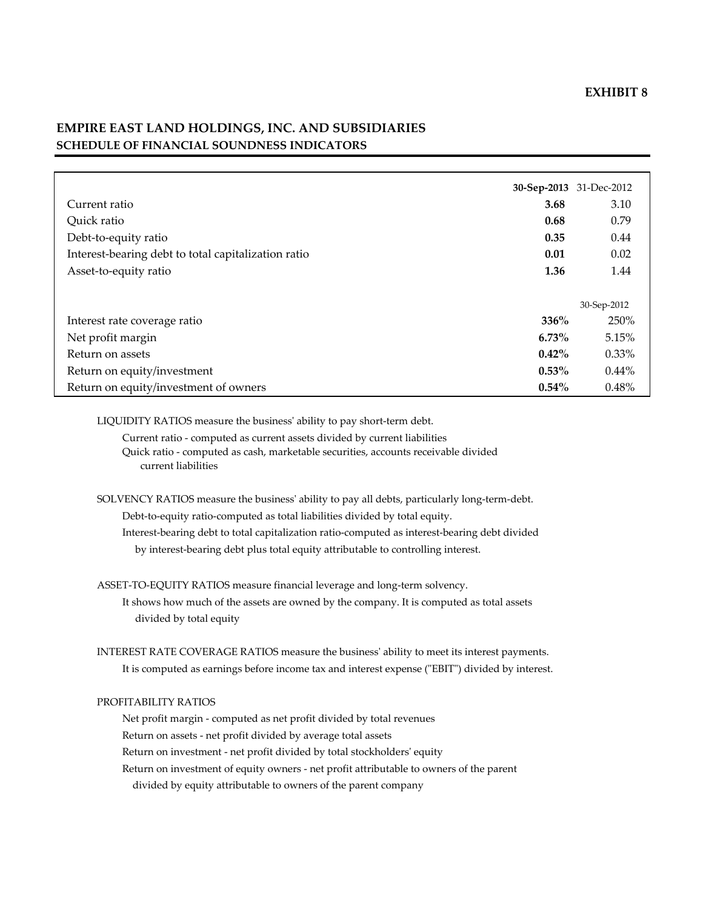**EXHIBIT 8**

## EMPIRE EAST LAND HOLDINGS, INC. AND SUBSIDIARIES
### SCHEDULE OF FINANCIAL SOUNDNESS INDICATORS

| | **30-Sep-2013** | 31-Dec-2012 |
|---|---|---|
| Current ratio | **3.68** | 3.10 |
| Quick ratio | **0.68** | 0.79 |
| Debt-to-equity ratio | **0.35** | 0.44 |
| Interest-bearing debt to total capitalization ratio | **0.01** | 0.02 |
| Asset-to-equity ratio | **1.36** | 1.44 |
| | | 30-Sep-2012 |
| Interest rate coverage ratio | **336%** | 250% |
| Net profit margin | **6.73%** | 5.15% |
| Return on assets | **0.42%** | 0.33% |
| Return on equity/investment | **0.53%** | 0.44% |
| Return on equity/investment of owners | **0.54%** | 0.48% |

LIQUIDITY RATIOS measure the business' ability to pay short-term debt.

Current ratio - computed as current assets divided by current liabilities

Quick ratio - computed as cash, marketable securities, accounts receivable divided current liabilities

SOLVENCY RATIOS measure the business' ability to pay all debts, particularly long-term-debt.

Debt-to-equity ratio-computed as total liabilities divided by total equity.

Interest-bearing debt to total capitalization ratio-computed as interest-bearing debt divided by interest-bearing debt plus total equity attributable to controlling interest.

ASSET-TO-EQUITY RATIOS measure financial leverage and long-term solvency.

It shows how much of the assets are owned by the company. It is computed as total assets divided by total equity

INTEREST RATE COVERAGE RATIOS measure the business' ability to meet its interest payments.

It is computed as earnings before income tax and interest expense ("EBIT") divided by interest.

PROFITABILITY RATIOS

Net profit margin - computed as net profit divided by total revenues

Return on assets - net profit divided by average total assets

Return on investment - net profit divided by total stockholders' equity

Return on investment of equity owners - net profit attributable to owners of the parent divided by equity attributable to owners of the parent company